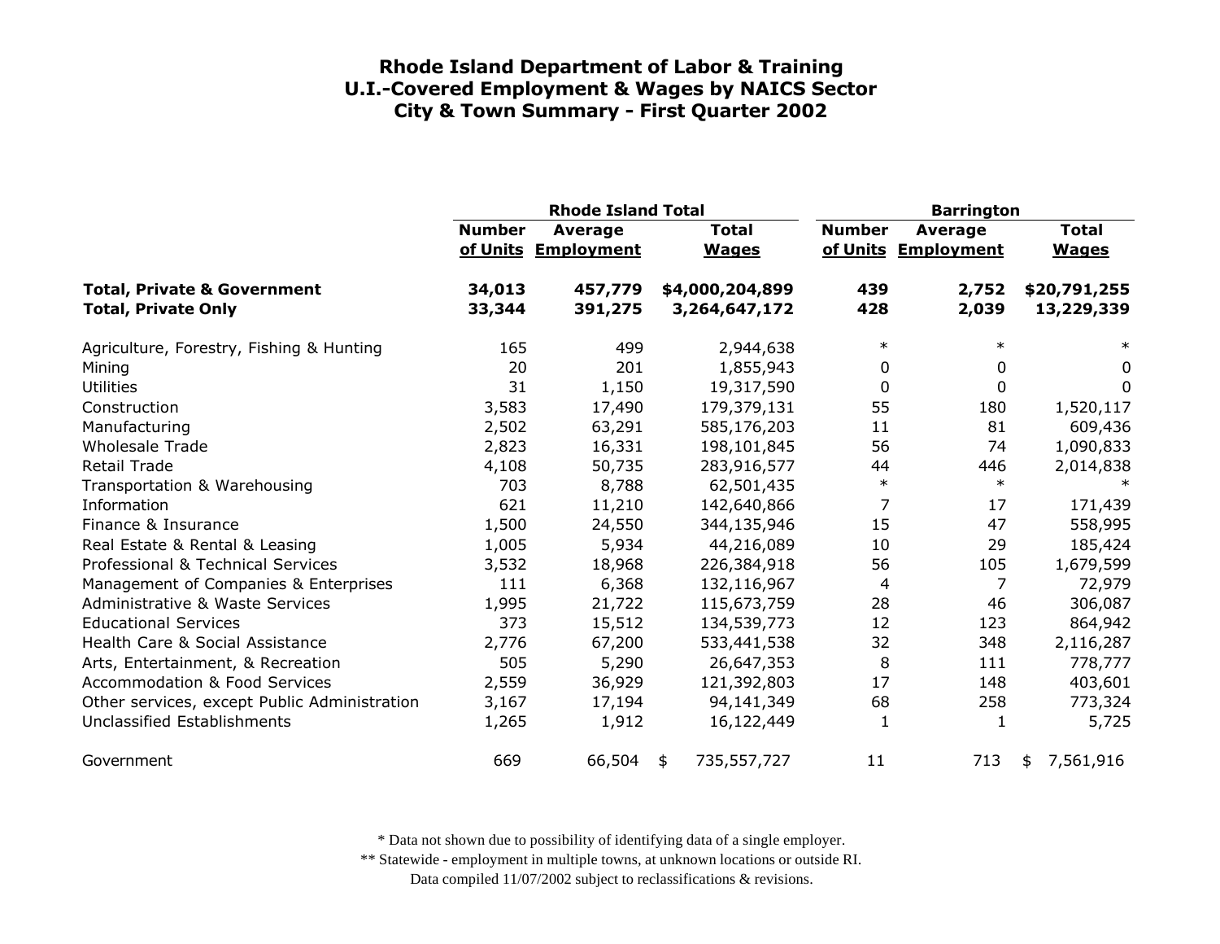# Rhode Island Department of Labor & Training
## U.I.-Covered Employment & Wages by NAICS Sector
## City & Town Summary - First Quarter 2002

| | Rhode Island Total | | | Barrington | | |
|---|---|---|---|---|---|---|
| | Number of Units | Average Employment | Total Wages | Number of Units | Average Employment | Total Wages |
| **Total, Private & Government** | **34,013** | **457,779** | **$4,000,204,899** | **439** | **2,752** | **$20,791,255** |
| **Total, Private Only** | **33,344** | **391,275** | **3,264,647,172** | **428** | **2,039** | **13,229,339** |
| Agriculture, Forestry, Fishing & Hunting | 165 | 499 | 2,944,638 | * | * | * |
| Mining | 20 | 201 | 1,855,943 | 0 | 0 | 0 |
| Utilities | 31 | 1,150 | 19,317,590 | 0 | 0 | 0 |
| Construction | 3,583 | 17,490 | 179,379,131 | 55 | 180 | 1,520,117 |
| Manufacturing | 2,502 | 63,291 | 585,176,203 | 11 | 81 | 609,436 |
| Wholesale Trade | 2,823 | 16,331 | 198,101,845 | 56 | 74 | 1,090,833 |
| Retail Trade | 4,108 | 50,735 | 283,916,577 | 44 | 446 | 2,014,838 |
| Transportation & Warehousing | 703 | 8,788 | 62,501,435 | * | * | * |
| Information | 621 | 11,210 | 142,640,866 | 7 | 17 | 171,439 |
| Finance & Insurance | 1,500 | 24,550 | 344,135,946 | 15 | 47 | 558,995 |
| Real Estate & Rental & Leasing | 1,005 | 5,934 | 44,216,089 | 10 | 29 | 185,424 |
| Professional & Technical Services | 3,532 | 18,968 | 226,384,918 | 56 | 105 | 1,679,599 |
| Management of Companies & Enterprises | 111 | 6,368 | 132,116,967 | 4 | 7 | 72,979 |
| Administrative & Waste Services | 1,995 | 21,722 | 115,673,759 | 28 | 46 | 306,087 |
| Educational Services | 373 | 15,512 | 134,539,773 | 12 | 123 | 864,942 |
| Health Care & Social Assistance | 2,776 | 67,200 | 533,441,538 | 32 | 348 | 2,116,287 |
| Arts, Entertainment, & Recreation | 505 | 5,290 | 26,647,353 | 8 | 111 | 778,777 |
| Accommodation & Food Services | 2,559 | 36,929 | 121,392,803 | 17 | 148 | 403,601 |
| Other services, except Public Administration | 3,167 | 17,194 | 94,141,349 | 68 | 258 | 773,324 |
| Unclassified Establishments | 1,265 | 1,912 | 16,122,449 | 1 | 1 | 5,725 |
| Government | 669 | 66,504 | $ 735,557,727 | 11 | 713 | $ 7,561,916 |

* Data not shown due to possibility of identifying data of a single employer.

** Statewide - employment in multiple towns, at unknown locations or outside RI.

Data compiled 11/07/2002 subject to reclassifications & revisions.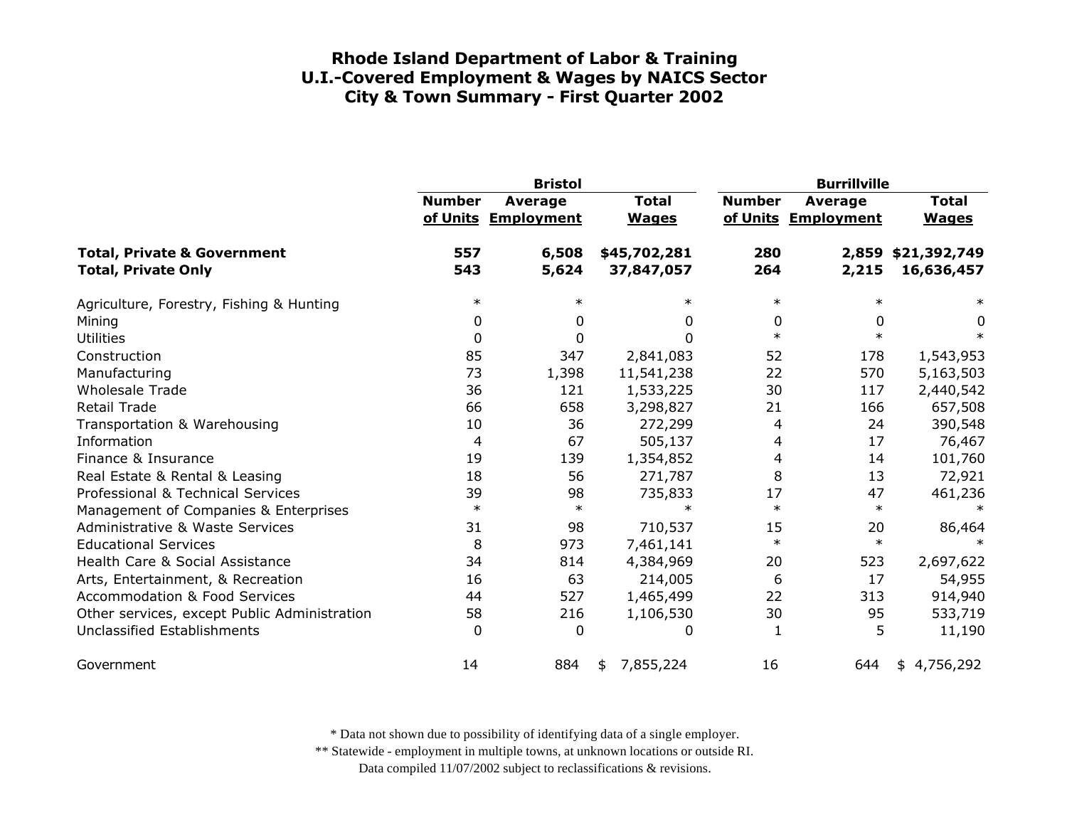# Rhode Island Department of Labor & Training
## U.I.-Covered Employment & Wages by NAICS Sector
## City & Town Summary - First Quarter 2002

| | Bristol | | | Burrillville | | |
|---|---|---|---|---|---|---|
| | Number of Units | Average Employment | Total Wages | Number of Units | Average Employment | Total Wages |
| **Total, Private & Government** | **557** | **6,508** | **$45,702,281** | **280** | **2,859** | **$21,392,749** |
| **Total, Private Only** | **543** | **5,624** | **37,847,057** | **264** | **2,215** | **16,636,457** |
| Agriculture, Forestry, Fishing & Hunting | * | * | * | * | * | * |
| Mining | 0 | 0 | 0 | 0 | 0 | 0 |
| Utilities | 0 | 0 | 0 | * | * | * |
| Construction | 85 | 347 | 2,841,083 | 52 | 178 | 1,543,953 |
| Manufacturing | 73 | 1,398 | 11,541,238 | 22 | 570 | 5,163,503 |
| Wholesale Trade | 36 | 121 | 1,533,225 | 30 | 117 | 2,440,542 |
| Retail Trade | 66 | 658 | 3,298,827 | 21 | 166 | 657,508 |
| Transportation & Warehousing | 10 | 36 | 272,299 | 4 | 24 | 390,548 |
| Information | 4 | 67 | 505,137 | 4 | 17 | 76,467 |
| Finance & Insurance | 19 | 139 | 1,354,852 | 4 | 14 | 101,760 |
| Real Estate & Rental & Leasing | 18 | 56 | 271,787 | 8 | 13 | 72,921 |
| Professional & Technical Services | 39 | 98 | 735,833 | 17 | 47 | 461,236 |
| Management of Companies & Enterprises | * | * | * | * | * | * |
| Administrative & Waste Services | 31 | 98 | 710,537 | 15 | 20 | 86,464 |
| Educational Services | 8 | 973 | 7,461,141 | * | * | * |
| Health Care & Social Assistance | 34 | 814 | 4,384,969 | 20 | 523 | 2,697,622 |
| Arts, Entertainment, & Recreation | 16 | 63 | 214,005 | 6 | 17 | 54,955 |
| Accommodation & Food Services | 44 | 527 | 1,465,499 | 22 | 313 | 914,940 |
| Other services, except Public Administration | 58 | 216 | 1,106,530 | 30 | 95 | 533,719 |
| Unclassified Establishments | 0 | 0 | 0 | 1 | 5 | 11,190 |
| Government | 14 | 884 | $ 7,855,224 | 16 | 644 | $ 4,756,292 |

\* Data not shown due to possibility of identifying data of a single employer.

\*\* Statewide - employment in multiple towns, at unknown locations or outside RI.

Data compiled 11/07/2002 subject to reclassifications & revisions.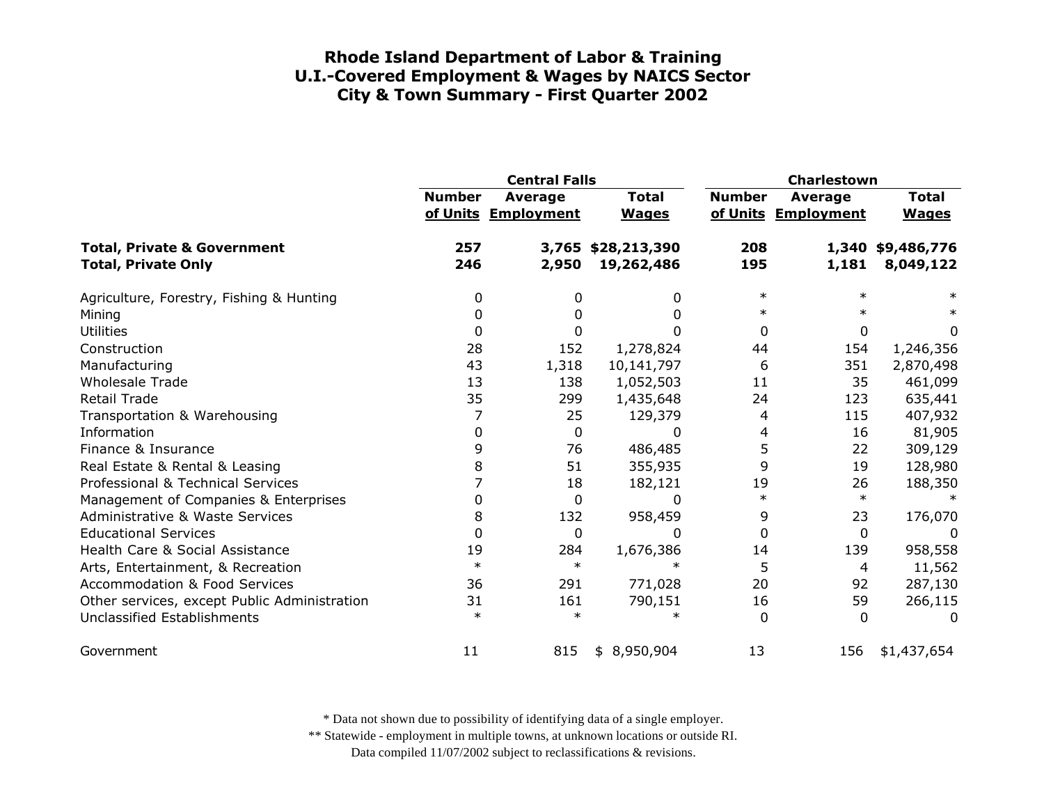# Rhode Island Department of Labor & Training
# U.I.-Covered Employment & Wages by NAICS Sector
# City & Town Summary - First Quarter 2002

| | Central Falls | | | Charlestown | | |
|---|---|---|---|---|---|---|
| | Number of Units | Average Employment | Total Wages | Number of Units | Average Employment | Total Wages |
| **Total, Private & Government** | **257** | **3,765** | **$28,213,390** | **208** | **1,340** | **$9,486,776** |
| **Total, Private Only** | **246** | **2,950** | **19,262,486** | **195** | **1,181** | **8,049,122** |
| Agriculture, Forestry, Fishing & Hunting | 0 | 0 | 0 | * | * | * |
| Mining | 0 | 0 | 0 | * | * | * |
| Utilities | 0 | 0 | 0 | 0 | 0 | 0 |
| Construction | 28 | 152 | 1,278,824 | 44 | 154 | 1,246,356 |
| Manufacturing | 43 | 1,318 | 10,141,797 | 6 | 351 | 2,870,498 |
| Wholesale Trade | 13 | 138 | 1,052,503 | 11 | 35 | 461,099 |
| Retail Trade | 35 | 299 | 1,435,648 | 24 | 123 | 635,441 |
| Transportation & Warehousing | 7 | 25 | 129,379 | 4 | 115 | 407,932 |
| Information | 0 | 0 | 0 | 4 | 16 | 81,905 |
| Finance & Insurance | 9 | 76 | 486,485 | 5 | 22 | 309,129 |
| Real Estate & Rental & Leasing | 8 | 51 | 355,935 | 9 | 19 | 128,980 |
| Professional & Technical Services | 7 | 18 | 182,121 | 19 | 26 | 188,350 |
| Management of Companies & Enterprises | 0 | 0 | 0 | * | * | * |
| Administrative & Waste Services | 8 | 132 | 958,459 | 9 | 23 | 176,070 |
| Educational Services | 0 | 0 | 0 | 0 | 0 | 0 |
| Health Care & Social Assistance | 19 | 284 | 1,676,386 | 14 | 139 | 958,558 |
| Arts, Entertainment, & Recreation | * | * | * | 5 | 4 | 11,562 |
| Accommodation & Food Services | 36 | 291 | 771,028 | 20 | 92 | 287,130 |
| Other services, except Public Administration | 31 | 161 | 790,151 | 16 | 59 | 266,115 |
| Unclassified Establishments | * | * | * | 0 | 0 | 0 |
| Government | 11 | 815 | $ 8,950,904 | 13 | 156 | $1,437,654 |

\* Data not shown due to possibility of identifying data of a single employer.

\*\* Statewide - employment in multiple towns, at unknown locations or outside RI.

Data compiled 11/07/2002 subject to reclassifications & revisions.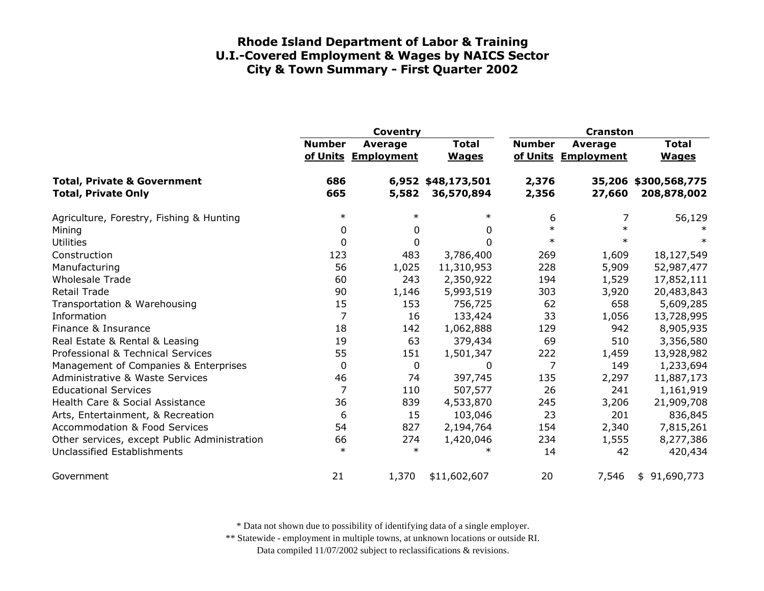# Rhode Island Department of Labor & Training
## U.I.-Covered Employment & Wages by NAICS Sector
## City & Town Summary - First Quarter 2002

| | Coventry | | | Cranston | | |
|---|---|---|---|---|---|---|
| | Number of Units | Average Employment | Total Wages | Number of Units | Average Employment | Total Wages |
| **Total, Private & Government** | **686** | **6,952** | **$48,173,501** | **2,376** | **35,206** | **$300,568,775** |
| **Total, Private Only** | **665** | **5,582** | **36,570,894** | **2,356** | **27,660** | **208,878,002** |
| Agriculture, Forestry, Fishing & Hunting | * | * | * | 6 | 7 | 56,129 |
| Mining | 0 | 0 | 0 | * | * | * |
| Utilities | 0 | 0 | 0 | * | * | * |
| Construction | 123 | 483 | 3,786,400 | 269 | 1,609 | 18,127,549 |
| Manufacturing | 56 | 1,025 | 11,310,953 | 228 | 5,909 | 52,987,477 |
| Wholesale Trade | 60 | 243 | 2,350,922 | 194 | 1,529 | 17,852,111 |
| Retail Trade | 90 | 1,146 | 5,993,519 | 303 | 3,920 | 20,483,843 |
| Transportation & Warehousing | 15 | 153 | 756,725 | 62 | 658 | 5,609,285 |
| Information | 7 | 16 | 133,424 | 33 | 1,056 | 13,728,995 |
| Finance & Insurance | 18 | 142 | 1,062,888 | 129 | 942 | 8,905,935 |
| Real Estate & Rental & Leasing | 19 | 63 | 379,434 | 69 | 510 | 3,356,580 |
| Professional & Technical Services | 55 | 151 | 1,501,347 | 222 | 1,459 | 13,928,982 |
| Management of Companies & Enterprises | 0 | 0 | 0 | 7 | 149 | 1,233,694 |
| Administrative & Waste Services | 46 | 74 | 397,745 | 135 | 2,297 | 11,887,173 |
| Educational Services | 7 | 110 | 507,577 | 26 | 241 | 1,161,919 |
| Health Care & Social Assistance | 36 | 839 | 4,533,870 | 245 | 3,206 | 21,909,708 |
| Arts, Entertainment, & Recreation | 6 | 15 | 103,046 | 23 | 201 | 836,845 |
| Accommodation & Food Services | 54 | 827 | 2,194,764 | 154 | 2,340 | 7,815,261 |
| Other services, except Public Administration | 66 | 274 | 1,420,046 | 234 | 1,555 | 8,277,386 |
| Unclassified Establishments | * | * | * | 14 | 42 | 420,434 |
| Government | 21 | 1,370 | $11,602,607 | 20 | 7,546 | $ 91,690,773 |

\* Data not shown due to possibility of identifying data of a single employer.

\*\* Statewide - employment in multiple towns, at unknown locations or outside RI.

Data compiled 11/07/2002 subject to reclassifications & revisions.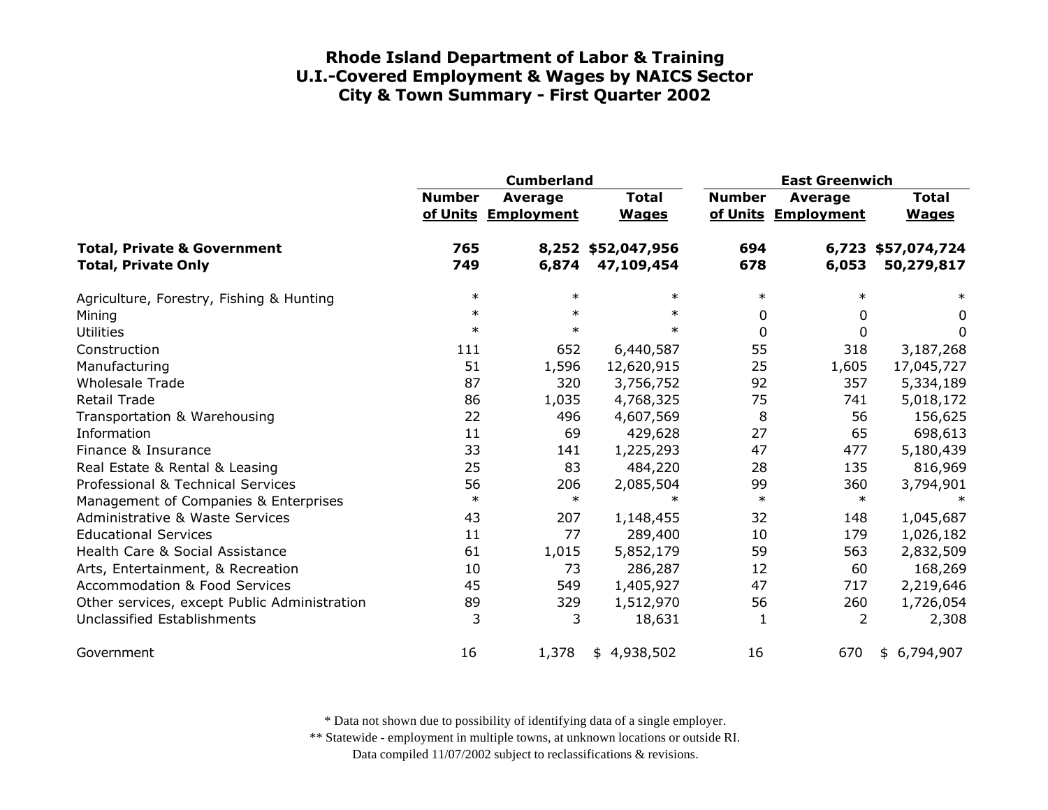# Rhode Island Department of Labor & Training
## U.I.-Covered Employment & Wages by NAICS Sector
## City & Town Summary - First Quarter 2002

| | Cumberland | | | East Greenwich | | |
|---|---|---|---|---|---|---|
| | Number of Units | Average Employment | Total Wages | Number of Units | Average Employment | Total Wages |
| **Total, Private & Government** | **765** | **8,252** | **$52,047,956** | **694** | **6,723** | **$57,074,724** |
| **Total, Private Only** | **749** | **6,874** | **47,109,454** | **678** | **6,053** | **50,279,817** |
| Agriculture, Forestry, Fishing & Hunting | * | * | * | * | * | * |
| Mining | * | * | * | 0 | 0 | 0 |
| Utilities | * | * | * | 0 | 0 | 0 |
| Construction | 111 | 652 | 6,440,587 | 55 | 318 | 3,187,268 |
| Manufacturing | 51 | 1,596 | 12,620,915 | 25 | 1,605 | 17,045,727 |
| Wholesale Trade | 87 | 320 | 3,756,752 | 92 | 357 | 5,334,189 |
| Retail Trade | 86 | 1,035 | 4,768,325 | 75 | 741 | 5,018,172 |
| Transportation & Warehousing | 22 | 496 | 4,607,569 | 8 | 56 | 156,625 |
| Information | 11 | 69 | 429,628 | 27 | 65 | 698,613 |
| Finance & Insurance | 33 | 141 | 1,225,293 | 47 | 477 | 5,180,439 |
| Real Estate & Rental & Leasing | 25 | 83 | 484,220 | 28 | 135 | 816,969 |
| Professional & Technical Services | 56 | 206 | 2,085,504 | 99 | 360 | 3,794,901 |
| Management of Companies & Enterprises | * | * | * | * | * | * |
| Administrative & Waste Services | 43 | 207 | 1,148,455 | 32 | 148 | 1,045,687 |
| Educational Services | 11 | 77 | 289,400 | 10 | 179 | 1,026,182 |
| Health Care & Social Assistance | 61 | 1,015 | 5,852,179 | 59 | 563 | 2,832,509 |
| Arts, Entertainment, & Recreation | 10 | 73 | 286,287 | 12 | 60 | 168,269 |
| Accommodation & Food Services | 45 | 549 | 1,405,927 | 47 | 717 | 2,219,646 |
| Other services, except Public Administration | 89 | 329 | 1,512,970 | 56 | 260 | 1,726,054 |
| Unclassified Establishments | 3 | 3 | 18,631 | 1 | 2 | 2,308 |
| Government | 16 | 1,378 | $ 4,938,502 | 16 | 670 | $ 6,794,907 |

\* Data not shown due to possibility of identifying data of a single employer.

\*\* Statewide - employment in multiple towns, at unknown locations or outside RI.

Data compiled 11/07/2002 subject to reclassifications & revisions.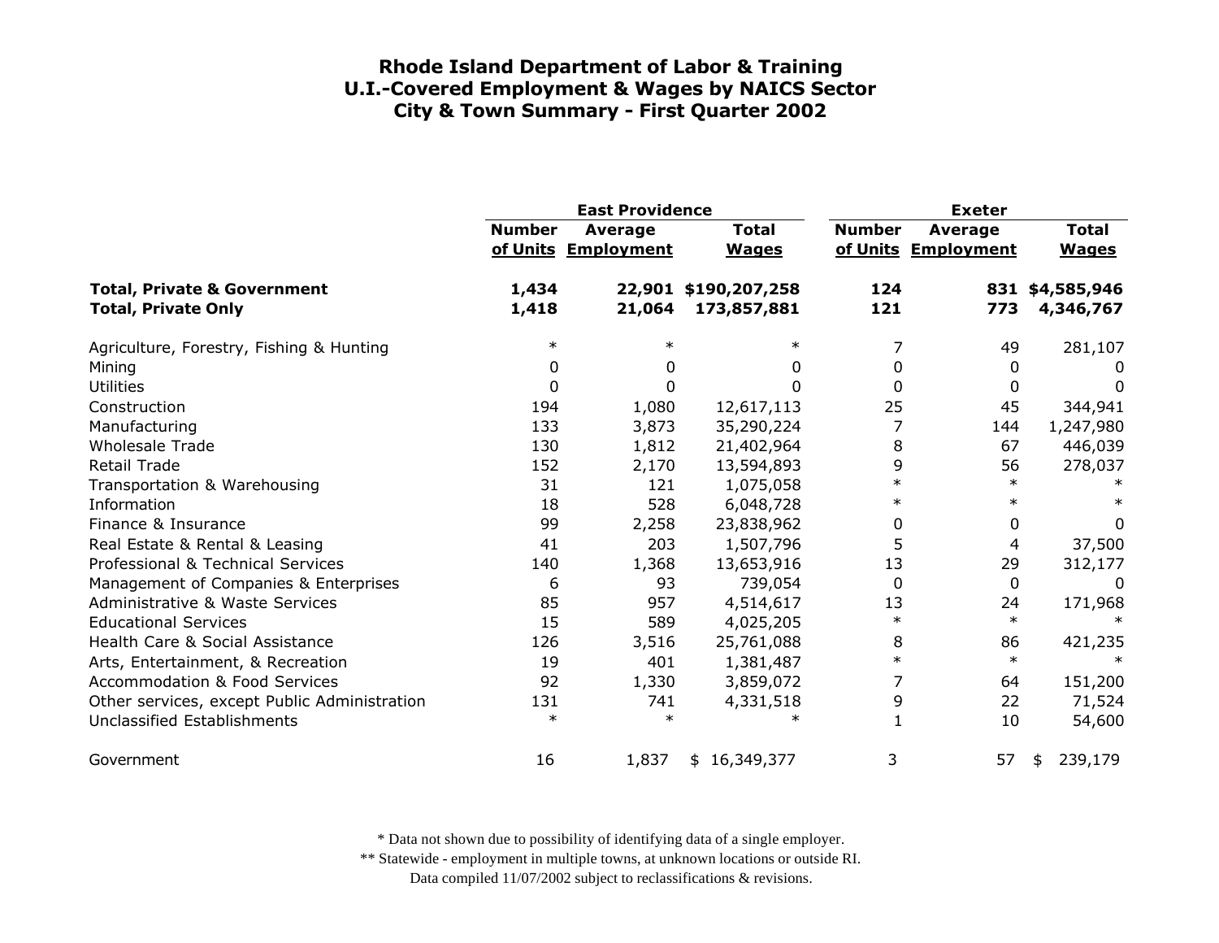# Rhode Island Department of Labor & Training
## U.I.-Covered Employment & Wages by NAICS Sector
## City & Town Summary - First Quarter 2002

| | East Providence | | | Exeter | | |
|---|---|---|---|---|---|---|
| | Number of Units | Average Employment | Total Wages | Number of Units | Average Employment | Total Wages |
| **Total, Private & Government** | **1,434** | **22,901** | **$190,207,258** | **124** | **831** | **$4,585,946** |
| **Total, Private Only** | **1,418** | **21,064** | **173,857,881** | **121** | **773** | **4,346,767** |
| Agriculture, Forestry, Fishing & Hunting | * | * | * | 7 | 49 | 281,107 |
| Mining | 0 | 0 | 0 | 0 | 0 | 0 |
| Utilities | 0 | 0 | 0 | 0 | 0 | 0 |
| Construction | 194 | 1,080 | 12,617,113 | 25 | 45 | 344,941 |
| Manufacturing | 133 | 3,873 | 35,290,224 | 7 | 144 | 1,247,980 |
| Wholesale Trade | 130 | 1,812 | 21,402,964 | 8 | 67 | 446,039 |
| Retail Trade | 152 | 2,170 | 13,594,893 | 9 | 56 | 278,037 |
| Transportation & Warehousing | 31 | 121 | 1,075,058 | * | * | * |
| Information | 18 | 528 | 6,048,728 | * | * | * |
| Finance & Insurance | 99 | 2,258 | 23,838,962 | 0 | 0 | 0 |
| Real Estate & Rental & Leasing | 41 | 203 | 1,507,796 | 5 | 4 | 37,500 |
| Professional & Technical Services | 140 | 1,368 | 13,653,916 | 13 | 29 | 312,177 |
| Management of Companies & Enterprises | 6 | 93 | 739,054 | 0 | 0 | 0 |
| Administrative & Waste Services | 85 | 957 | 4,514,617 | 13 | 24 | 171,968 |
| Educational Services | 15 | 589 | 4,025,205 | * | * | * |
| Health Care & Social Assistance | 126 | 3,516 | 25,761,088 | 8 | 86 | 421,235 |
| Arts, Entertainment, & Recreation | 19 | 401 | 1,381,487 | * | * | * |
| Accommodation & Food Services | 92 | 1,330 | 3,859,072 | 7 | 64 | 151,200 |
| Other services, except Public Administration | 131 | 741 | 4,331,518 | 9 | 22 | 71,524 |
| Unclassified Establishments | * | * | * | 1 | 10 | 54,600 |
| Government | 16 | 1,837 | $ 16,349,377 | 3 | 57 | $ 239,179 |

\* Data not shown due to possibility of identifying data of a single employer.

\*\* Statewide - employment in multiple towns, at unknown locations or outside RI.

Data compiled 11/07/2002 subject to reclassifications & revisions.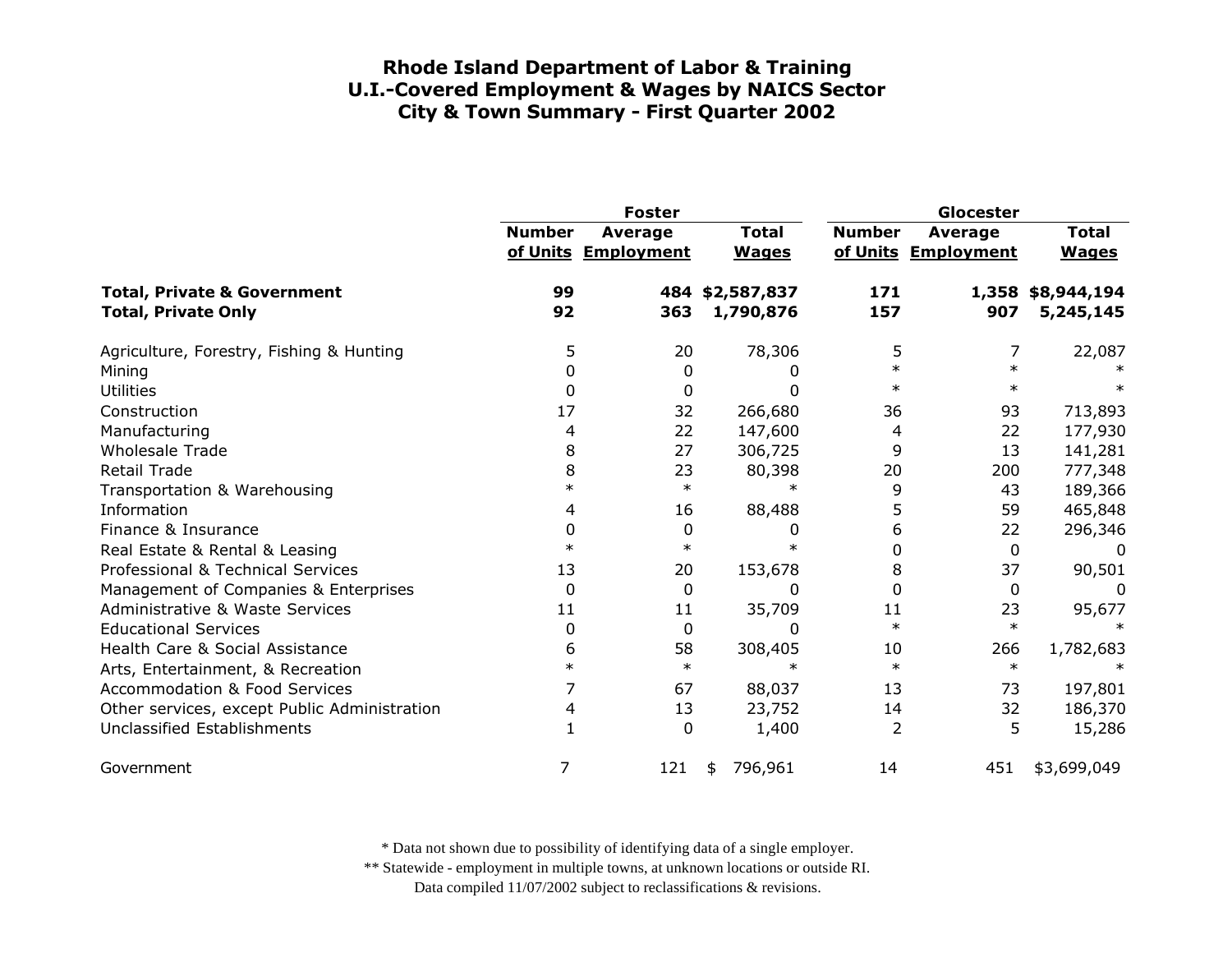# Rhode Island Department of Labor & Training
## U.I.-Covered Employment & Wages by NAICS Sector
## City & Town Summary - First Quarter 2002

| | Foster | | | Glocester | | |
|---|---|---|---|---|---|---|
| | Number of Units | Average Employment | Total Wages | Number of Units | Average Employment | Total Wages |
| **Total, Private & Government** | **99** | **484** | **$2,587,837** | **171** | **1,358** | **$8,944,194** |
| **Total, Private Only** | **92** | **363** | **1,790,876** | **157** | **907** | **5,245,145** |
| Agriculture, Forestry, Fishing & Hunting | 5 | 20 | 78,306 | 5 | 7 | 22,087 |
| Mining | 0 | 0 | 0 | * | * | * |
| Utilities | 0 | 0 | 0 | * | * | * |
| Construction | 17 | 32 | 266,680 | 36 | 93 | 713,893 |
| Manufacturing | 4 | 22 | 147,600 | 4 | 22 | 177,930 |
| Wholesale Trade | 8 | 27 | 306,725 | 9 | 13 | 141,281 |
| Retail Trade | 8 | 23 | 80,398 | 20 | 200 | 777,348 |
| Transportation & Warehousing | * | * | * | 9 | 43 | 189,366 |
| Information | 4 | 16 | 88,488 | 5 | 59 | 465,848 |
| Finance & Insurance | 0 | 0 | 0 | 6 | 22 | 296,346 |
| Real Estate & Rental & Leasing | * | * | * | 0 | 0 | 0 |
| Professional & Technical Services | 13 | 20 | 153,678 | 8 | 37 | 90,501 |
| Management of Companies & Enterprises | 0 | 0 | 0 | 0 | 0 | 0 |
| Administrative & Waste Services | 11 | 11 | 35,709 | 11 | 23 | 95,677 |
| Educational Services | 0 | 0 | 0 | * | * | * |
| Health Care & Social Assistance | 6 | 58 | 308,405 | 10 | 266 | 1,782,683 |
| Arts, Entertainment, & Recreation | * | * | * | * | * | * |
| Accommodation & Food Services | 7 | 67 | 88,037 | 13 | 73 | 197,801 |
| Other services, except Public Administration | 4 | 13 | 23,752 | 14 | 32 | 186,370 |
| Unclassified Establishments | 1 | 0 | 1,400 | 2 | 5 | 15,286 |
| Government | 7 | 121 | $ 796,961 | 14 | 451 | $3,699,049 |

\* Data not shown due to possibility of identifying data of a single employer.

\** Statewide - employment in multiple towns, at unknown locations or outside RI.

Data compiled 11/07/2002 subject to reclassifications & revisions.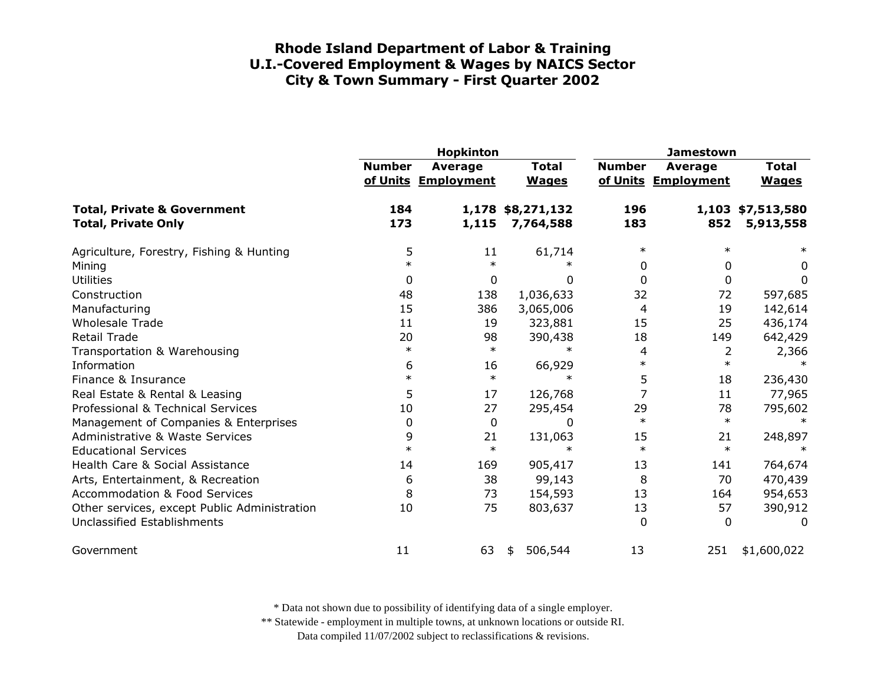# Rhode Island Department of Labor & Training
## U.I.-Covered Employment & Wages by NAICS Sector
### City & Town Summary - First Quarter 2002

| | Hopkinton | | | Jamestown | | |
|---|---|---|---|---|---|---|
| | Number of Units | Average Employment | Total Wages | Number of Units | Average Employment | Total Wages |
| **Total, Private & Government** | **184** | **1,178** | **$8,271,132** | **196** | **1,103** | **$7,513,580** |
| **Total, Private Only** | **173** | **1,115** | **7,764,588** | **183** | **852** | **5,913,558** |
| Agriculture, Forestry, Fishing & Hunting | 5 | 11 | 61,714 | * | * | * |
| Mining | * | * | * | 0 | 0 | 0 |
| Utilities | 0 | 0 | 0 | 0 | 0 | 0 |
| Construction | 48 | 138 | 1,036,633 | 32 | 72 | 597,685 |
| Manufacturing | 15 | 386 | 3,065,006 | 4 | 19 | 142,614 |
| Wholesale Trade | 11 | 19 | 323,881 | 15 | 25 | 436,174 |
| Retail Trade | 20 | 98 | 390,438 | 18 | 149 | 642,429 |
| Transportation & Warehousing | * | * | * | 4 | 2 | 2,366 |
| Information | 6 | 16 | 66,929 | * | * | * |
| Finance & Insurance | * | * | * | 5 | 18 | 236,430 |
| Real Estate & Rental & Leasing | 5 | 17 | 126,768 | 7 | 11 | 77,965 |
| Professional & Technical Services | 10 | 27 | 295,454 | 29 | 78 | 795,602 |
| Management of Companies & Enterprises | 0 | 0 | 0 | * | * | * |
| Administrative & Waste Services | 9 | 21 | 131,063 | 15 | 21 | 248,897 |
| Educational Services | * | * | * | * | * | * |
| Health Care & Social Assistance | 14 | 169 | 905,417 | 13 | 141 | 764,674 |
| Arts, Entertainment, & Recreation | 6 | 38 | 99,143 | 8 | 70 | 470,439 |
| Accommodation & Food Services | 8 | 73 | 154,593 | 13 | 164 | 954,653 |
| Other services, except Public Administration | 10 | 75 | 803,637 | 13 | 57 | 390,912 |
| Unclassified Establishments | | | | 0 | 0 | 0 |
| Government | 11 | 63 | $ 506,544 | 13 | 251 | $1,600,022 |

\* Data not shown due to possibility of identifying data of a single employer.

\*\* Statewide - employment in multiple towns, at unknown locations or outside RI.

Data compiled 11/07/2002 subject to reclassifications & revisions.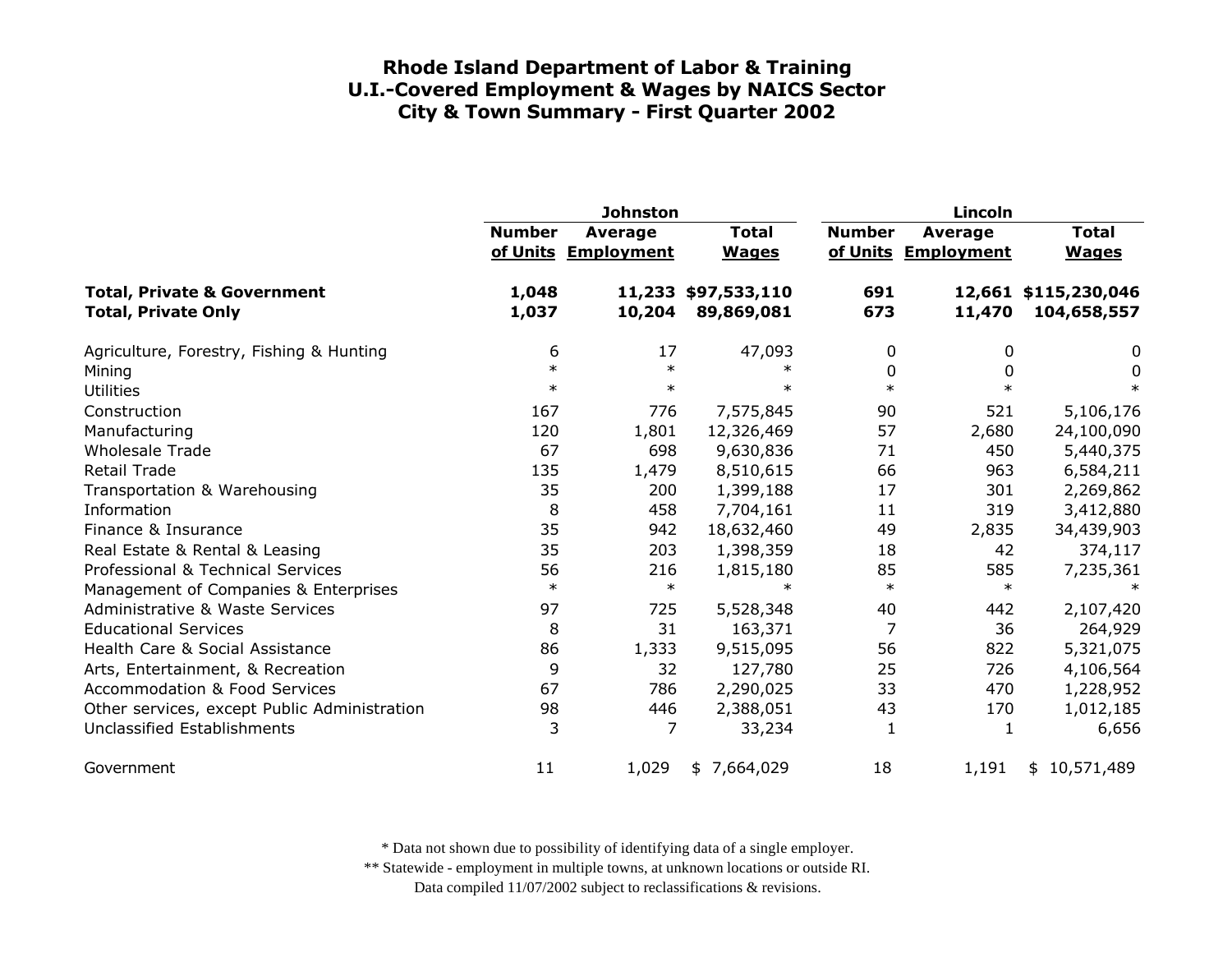# Rhode Island Department of Labor & Training
## U.I.-Covered Employment & Wages by NAICS Sector
## City & Town Summary - First Quarter 2002

| | Johnston | | | Lincoln | | |
|---|---|---|---|---|---|---|
| | Number of Units | Average Employment | Total Wages | Number of Units | Average Employment | Total Wages |
| **Total, Private & Government** | **1,048** | **11,233** | **$97,533,110** | **691** | **12,661** | **$115,230,046** |
| **Total, Private Only** | **1,037** | **10,204** | **89,869,081** | **673** | **11,470** | **104,658,557** |
| Agriculture, Forestry, Fishing & Hunting | 6 | 17 | 47,093 | 0 | 0 | 0 |
| Mining | * | * | * | 0 | 0 | 0 |
| Utilities | * | * | * | * | * | * |
| Construction | 167 | 776 | 7,575,845 | 90 | 521 | 5,106,176 |
| Manufacturing | 120 | 1,801 | 12,326,469 | 57 | 2,680 | 24,100,090 |
| Wholesale Trade | 67 | 698 | 9,630,836 | 71 | 450 | 5,440,375 |
| Retail Trade | 135 | 1,479 | 8,510,615 | 66 | 963 | 6,584,211 |
| Transportation & Warehousing | 35 | 200 | 1,399,188 | 17 | 301 | 2,269,862 |
| Information | 8 | 458 | 7,704,161 | 11 | 319 | 3,412,880 |
| Finance & Insurance | 35 | 942 | 18,632,460 | 49 | 2,835 | 34,439,903 |
| Real Estate & Rental & Leasing | 35 | 203 | 1,398,359 | 18 | 42 | 374,117 |
| Professional & Technical Services | 56 | 216 | 1,815,180 | 85 | 585 | 7,235,361 |
| Management of Companies & Enterprises | * | * | * | * | * | * |
| Administrative & Waste Services | 97 | 725 | 5,528,348 | 40 | 442 | 2,107,420 |
| Educational Services | 8 | 31 | 163,371 | 7 | 36 | 264,929 |
| Health Care & Social Assistance | 86 | 1,333 | 9,515,095 | 56 | 822 | 5,321,075 |
| Arts, Entertainment, & Recreation | 9 | 32 | 127,780 | 25 | 726 | 4,106,564 |
| Accommodation & Food Services | 67 | 786 | 2,290,025 | 33 | 470 | 1,228,952 |
| Other services, except Public Administration | 98 | 446 | 2,388,051 | 43 | 170 | 1,012,185 |
| Unclassified Establishments | 3 | 7 | 33,234 | 1 | 1 | 6,656 |
| Government | 11 | 1,029 | $ 7,664,029 | 18 | 1,191 | $ 10,571,489 |

* Data not shown due to possibility of identifying data of a single employer.

** Statewide - employment in multiple towns, at unknown locations or outside RI.

Data compiled 11/07/2002 subject to reclassifications & revisions.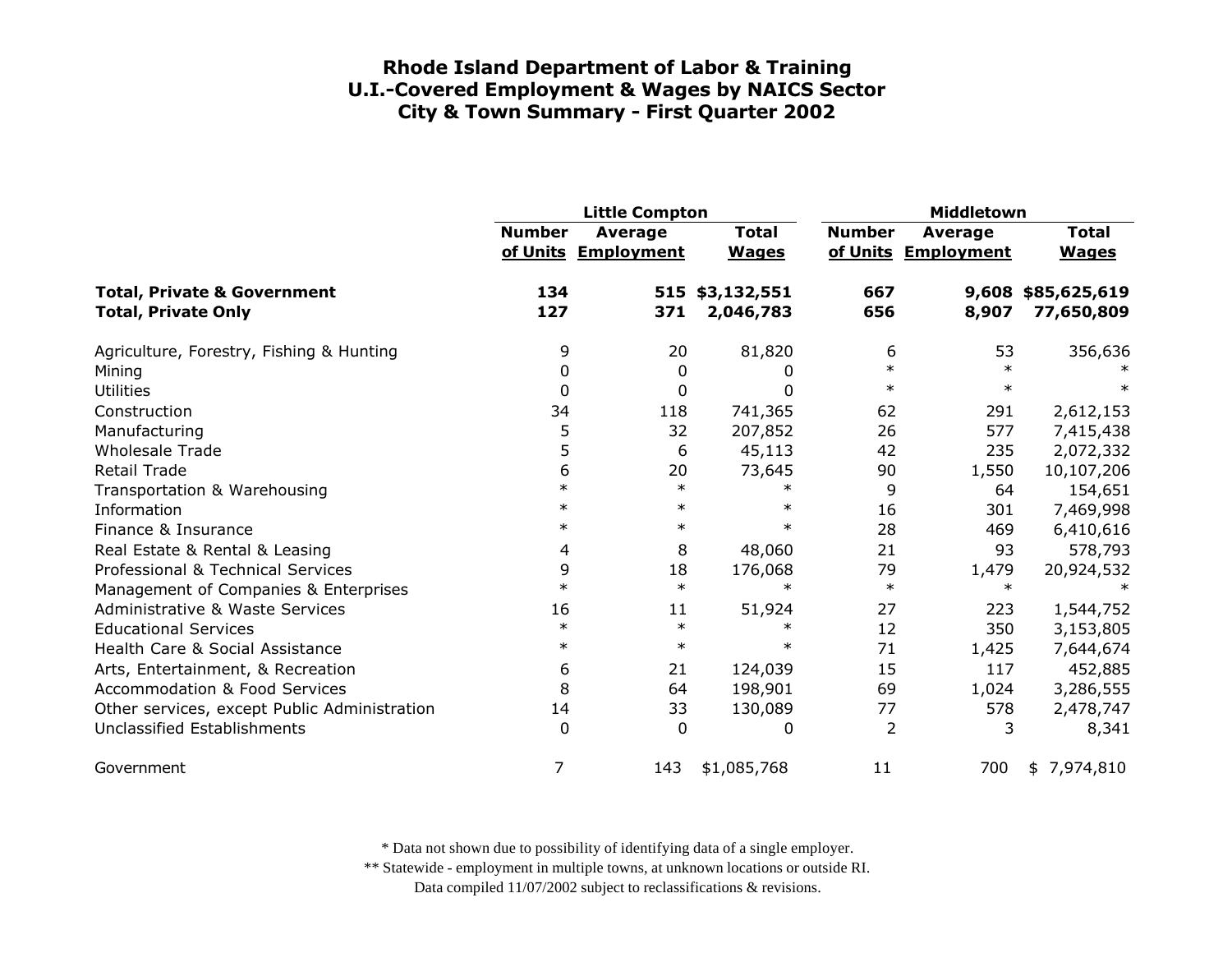# Rhode Island Department of Labor & Training
## U.I.-Covered Employment & Wages by NAICS Sector
## City & Town Summary - First Quarter 2002

| | Little Compton | | | Middletown | | |
|---|---|---|---|---|---|---|
| | Number of Units | Average Employment | Total Wages | Number of Units | Average Employment | Total Wages |
| **Total, Private & Government** | **134** | **515** | **$3,132,551** | **667** | **9,608** | **$85,625,619** |
| **Total, Private Only** | **127** | **371** | **2,046,783** | **656** | **8,907** | **77,650,809** |
| Agriculture, Forestry, Fishing & Hunting | 9 | 20 | 81,820 | 6 | 53 | 356,636 |
| Mining | 0 | 0 | 0 | * | * | * |
| Utilities | 0 | 0 | 0 | * | * | * |
| Construction | 34 | 118 | 741,365 | 62 | 291 | 2,612,153 |
| Manufacturing | 5 | 32 | 207,852 | 26 | 577 | 7,415,438 |
| Wholesale Trade | 5 | 6 | 45,113 | 42 | 235 | 2,072,332 |
| Retail Trade | 6 | 20 | 73,645 | 90 | 1,550 | 10,107,206 |
| Transportation & Warehousing | * | * | * | 9 | 64 | 154,651 |
| Information | * | * | * | 16 | 301 | 7,469,998 |
| Finance & Insurance | * | * | * | 28 | 469 | 6,410,616 |
| Real Estate & Rental & Leasing | 4 | 8 | 48,060 | 21 | 93 | 578,793 |
| Professional & Technical Services | 9 | 18 | 176,068 | 79 | 1,479 | 20,924,532 |
| Management of Companies & Enterprises | * | * | * | * | * | * |
| Administrative & Waste Services | 16 | 11 | 51,924 | 27 | 223 | 1,544,752 |
| Educational Services | * | * | * | 12 | 350 | 3,153,805 |
| Health Care & Social Assistance | * | * | * | 71 | 1,425 | 7,644,674 |
| Arts, Entertainment, & Recreation | 6 | 21 | 124,039 | 15 | 117 | 452,885 |
| Accommodation & Food Services | 8 | 64 | 198,901 | 69 | 1,024 | 3,286,555 |
| Other services, except Public Administration | 14 | 33 | 130,089 | 77 | 578 | 2,478,747 |
| Unclassified Establishments | 0 | 0 | 0 | 2 | 3 | 8,341 |
| Government | 7 | 143 | $1,085,768 | 11 | 700 | $ 7,974,810 |

* Data not shown due to possibility of identifying data of a single employer.

** Statewide - employment in multiple towns, at unknown locations or outside RI.

Data compiled 11/07/2002 subject to reclassifications & revisions.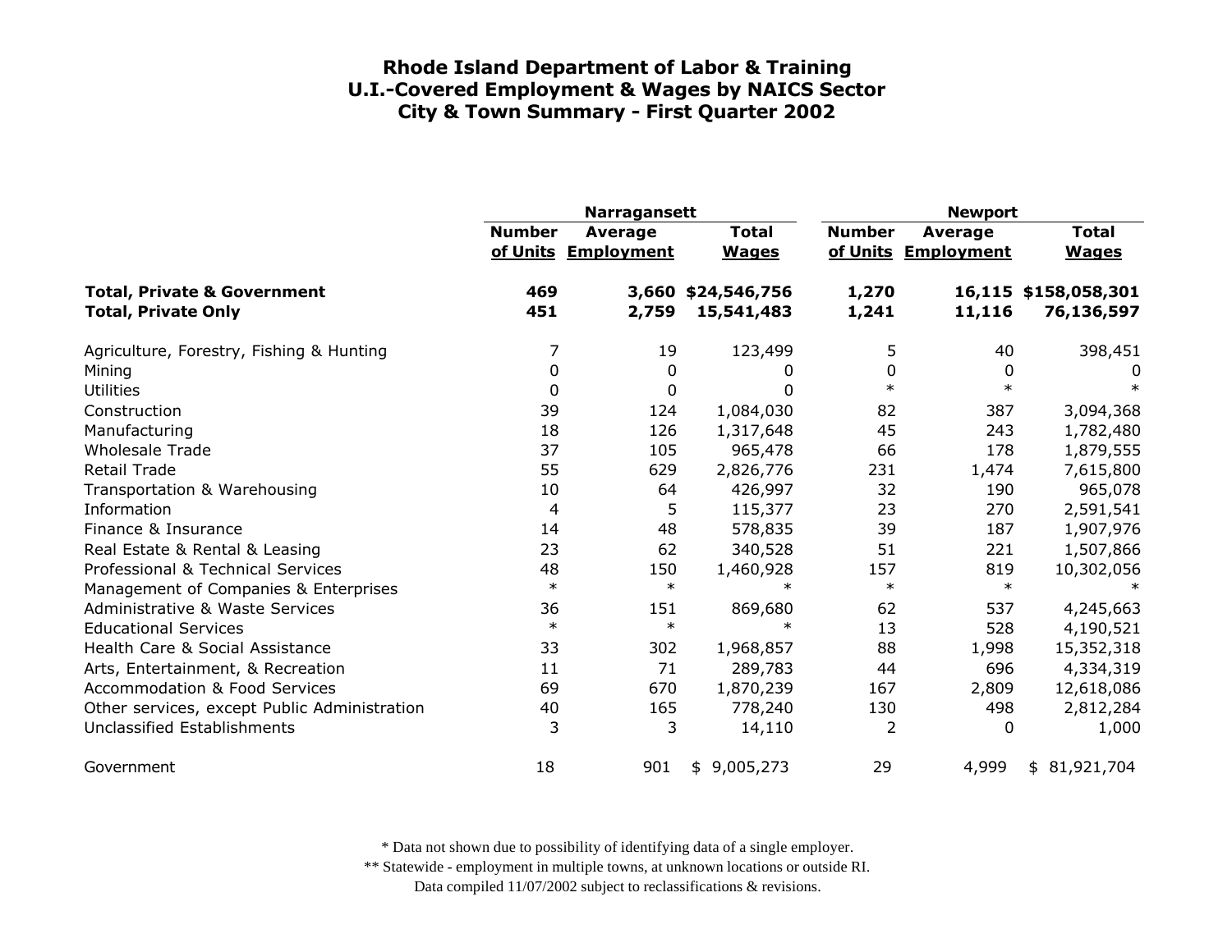# Rhode Island Department of Labor & Training
## U.I.-Covered Employment & Wages by NAICS Sector
## City & Town Summary - First Quarter 2002

| | Narragansett | | | Newport | | |
|---|---|---|---|---|---|---|
| | Number of Units | Average Employment | Total Wages | Number of Units | Average Employment | Total Wages |
| **Total, Private & Government** | **469** | **3,660** | **$24,546,756** | **1,270** | **16,115** | **$158,058,301** |
| **Total, Private Only** | **451** | **2,759** | **15,541,483** | **1,241** | **11,116** | **76,136,597** |
| Agriculture, Forestry, Fishing & Hunting | 7 | 19 | 123,499 | 5 | 40 | 398,451 |
| Mining | 0 | 0 | 0 | 0 | 0 | 0 |
| Utilities | 0 | 0 | 0 | * | * | * |
| Construction | 39 | 124 | 1,084,030 | 82 | 387 | 3,094,368 |
| Manufacturing | 18 | 126 | 1,317,648 | 45 | 243 | 1,782,480 |
| Wholesale Trade | 37 | 105 | 965,478 | 66 | 178 | 1,879,555 |
| Retail Trade | 55 | 629 | 2,826,776 | 231 | 1,474 | 7,615,800 |
| Transportation & Warehousing | 10 | 64 | 426,997 | 32 | 190 | 965,078 |
| Information | 4 | 5 | 115,377 | 23 | 270 | 2,591,541 |
| Finance & Insurance | 14 | 48 | 578,835 | 39 | 187 | 1,907,976 |
| Real Estate & Rental & Leasing | 23 | 62 | 340,528 | 51 | 221 | 1,507,866 |
| Professional & Technical Services | 48 | 150 | 1,460,928 | 157 | 819 | 10,302,056 |
| Management of Companies & Enterprises | * | * | * | * | * | * |
| Administrative & Waste Services | 36 | 151 | 869,680 | 62 | 537 | 4,245,663 |
| Educational Services | * | * | * | 13 | 528 | 4,190,521 |
| Health Care & Social Assistance | 33 | 302 | 1,968,857 | 88 | 1,998 | 15,352,318 |
| Arts, Entertainment, & Recreation | 11 | 71 | 289,783 | 44 | 696 | 4,334,319 |
| Accommodation & Food Services | 69 | 670 | 1,870,239 | 167 | 2,809 | 12,618,086 |
| Other services, except Public Administration | 40 | 165 | 778,240 | 130 | 498 | 2,812,284 |
| Unclassified Establishments | 3 | 3 | 14,110 | 2 | 0 | 1,000 |
| Government | 18 | 901 | $ 9,005,273 | 29 | 4,999 | $ 81,921,704 |

* Data not shown due to possibility of identifying data of a single employer.

** Statewide - employment in multiple towns, at unknown locations or outside RI.

Data compiled 11/07/2002 subject to reclassifications & revisions.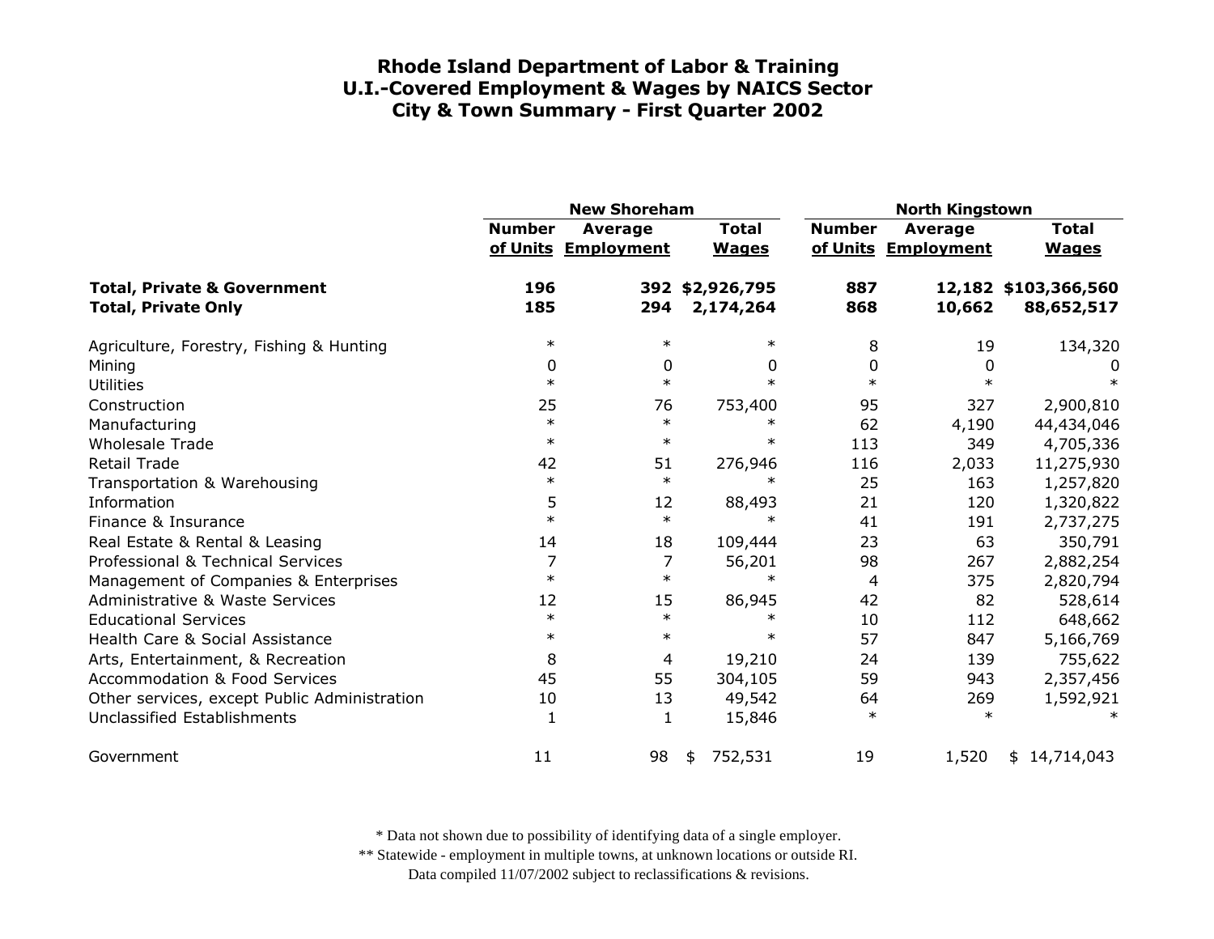# Rhode Island Department of Labor & Training
## U.I.-Covered Employment & Wages by NAICS Sector
## City & Town Summary - First Quarter 2002

| | New Shoreham | | | North Kingstown | | |
|---|---|---|---|---|---|---|
| | Number of Units | Average Employment | Total Wages | Number of Units | Average Employment | Total Wages |
| **Total, Private & Government** | **196** | **392** | **$2,926,795** | **887** | **12,182** | **$103,366,560** |
| **Total, Private Only** | **185** | **294** | **2,174,264** | **868** | **10,662** | **88,652,517** |
| Agriculture, Forestry, Fishing & Hunting | * | * | * | 8 | 19 | 134,320 |
| Mining | 0 | 0 | 0 | 0 | 0 | 0 |
| Utilities | * | * | * | * | * | * |
| Construction | 25 | 76 | 753,400 | 95 | 327 | 2,900,810 |
| Manufacturing | * | * | * | 62 | 4,190 | 44,434,046 |
| Wholesale Trade | * | * | * | 113 | 349 | 4,705,336 |
| Retail Trade | 42 | 51 | 276,946 | 116 | 2,033 | 11,275,930 |
| Transportation & Warehousing | * | * | * | 25 | 163 | 1,257,820 |
| Information | 5 | 12 | 88,493 | 21 | 120 | 1,320,822 |
| Finance & Insurance | * | * | * | 41 | 191 | 2,737,275 |
| Real Estate & Rental & Leasing | 14 | 18 | 109,444 | 23 | 63 | 350,791 |
| Professional & Technical Services | 7 | 7 | 56,201 | 98 | 267 | 2,882,254 |
| Management of Companies & Enterprises | * | * | * | 4 | 375 | 2,820,794 |
| Administrative & Waste Services | 12 | 15 | 86,945 | 42 | 82 | 528,614 |
| Educational Services | * | * | * | 10 | 112 | 648,662 |
| Health Care & Social Assistance | * | * | * | 57 | 847 | 5,166,769 |
| Arts, Entertainment, & Recreation | 8 | 4 | 19,210 | 24 | 139 | 755,622 |
| Accommodation & Food Services | 45 | 55 | 304,105 | 59 | 943 | 2,357,456 |
| Other services, except Public Administration | 10 | 13 | 49,542 | 64 | 269 | 1,592,921 |
| Unclassified Establishments | 1 | 1 | 15,846 | * | * | * |
| Government | 11 | 98 | $ 752,531 | 19 | 1,520 | $ 14,714,043 |

* Data not shown due to possibility of identifying data of a single employer.

** Statewide - employment in multiple towns, at unknown locations or outside RI.

Data compiled 11/07/2002 subject to reclassifications & revisions.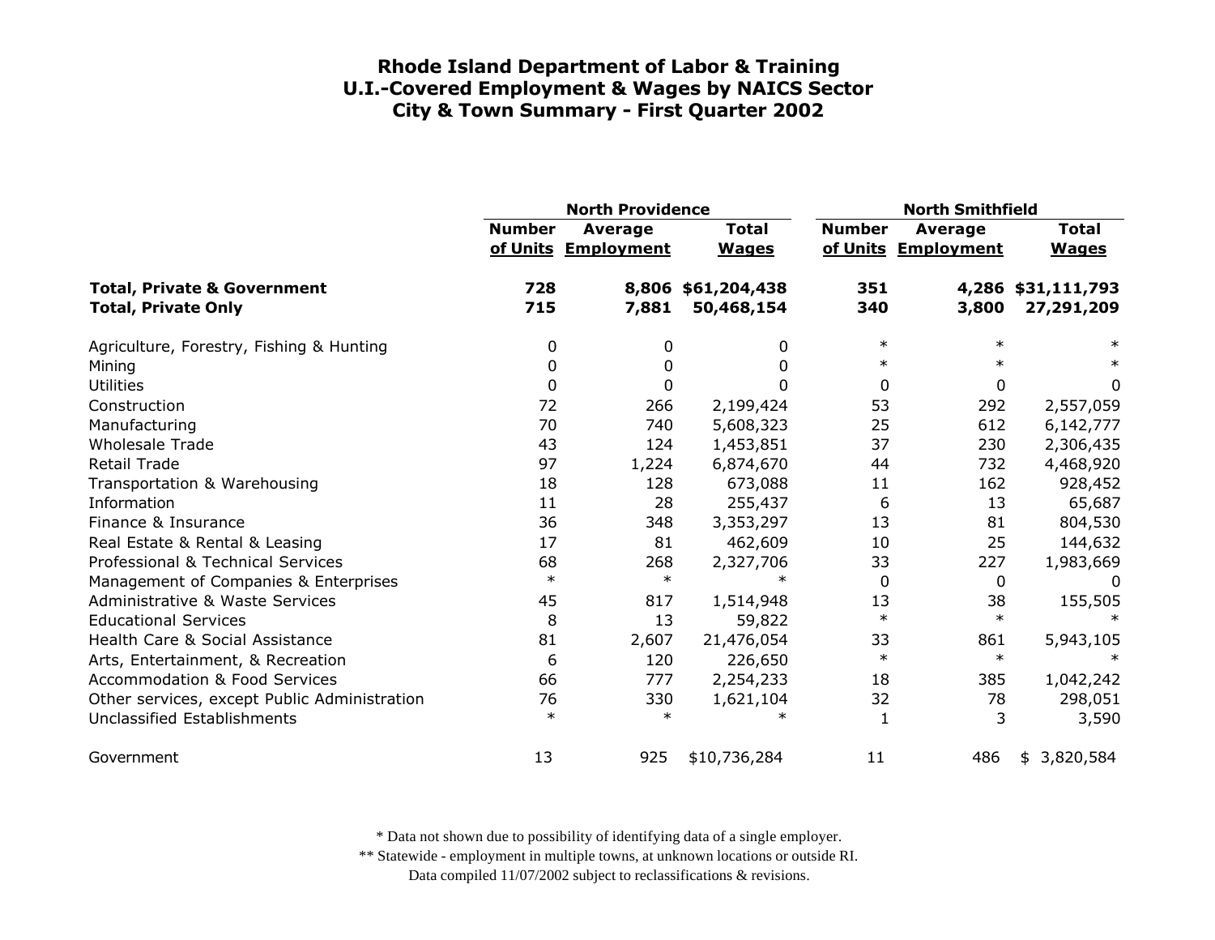# Rhode Island Department of Labor & Training
## U.I.-Covered Employment & Wages by NAICS Sector
## City & Town Summary - First Quarter 2002

| | North Providence | | | North Smithfield | | |
|---|---|---|---|---|---|---|
| | Number of Units | Average Employment | Total Wages | Number of Units | Average Employment | Total Wages |
| **Total, Private & Government** | **728** | **8,806** | **$61,204,438** | **351** | **4,286** | **$31,111,793** |
| **Total, Private Only** | **715** | **7,881** | **50,468,154** | **340** | **3,800** | **27,291,209** |
| Agriculture, Forestry, Fishing & Hunting | 0 | 0 | 0 | * | * | * |
| Mining | 0 | 0 | 0 | * | * | * |
| Utilities | 0 | 0 | 0 | 0 | 0 | 0 |
| Construction | 72 | 266 | 2,199,424 | 53 | 292 | 2,557,059 |
| Manufacturing | 70 | 740 | 5,608,323 | 25 | 612 | 6,142,777 |
| Wholesale Trade | 43 | 124 | 1,453,851 | 37 | 230 | 2,306,435 |
| Retail Trade | 97 | 1,224 | 6,874,670 | 44 | 732 | 4,468,920 |
| Transportation & Warehousing | 18 | 128 | 673,088 | 11 | 162 | 928,452 |
| Information | 11 | 28 | 255,437 | 6 | 13 | 65,687 |
| Finance & Insurance | 36 | 348 | 3,353,297 | 13 | 81 | 804,530 |
| Real Estate & Rental & Leasing | 17 | 81 | 462,609 | 10 | 25 | 144,632 |
| Professional & Technical Services | 68 | 268 | 2,327,706 | 33 | 227 | 1,983,669 |
| Management of Companies & Enterprises | * | * | * | 0 | 0 | 0 |
| Administrative & Waste Services | 45 | 817 | 1,514,948 | 13 | 38 | 155,505 |
| Educational Services | 8 | 13 | 59,822 | * | * | * |
| Health Care & Social Assistance | 81 | 2,607 | 21,476,054 | 33 | 861 | 5,943,105 |
| Arts, Entertainment, & Recreation | 6 | 120 | 226,650 | * | * | * |
| Accommodation & Food Services | 66 | 777 | 2,254,233 | 18 | 385 | 1,042,242 |
| Other services, except Public Administration | 76 | 330 | 1,621,104 | 32 | 78 | 298,051 |
| Unclassified Establishments | * | * | * | 1 | 3 | 3,590 |
| Government | 13 | 925 | $10,736,284 | 11 | 486 | $ 3,820,584 |

\* Data not shown due to possibility of identifying data of a single employer.

\*\* Statewide - employment in multiple towns, at unknown locations or outside RI.

Data compiled 11/07/2002 subject to reclassifications & revisions.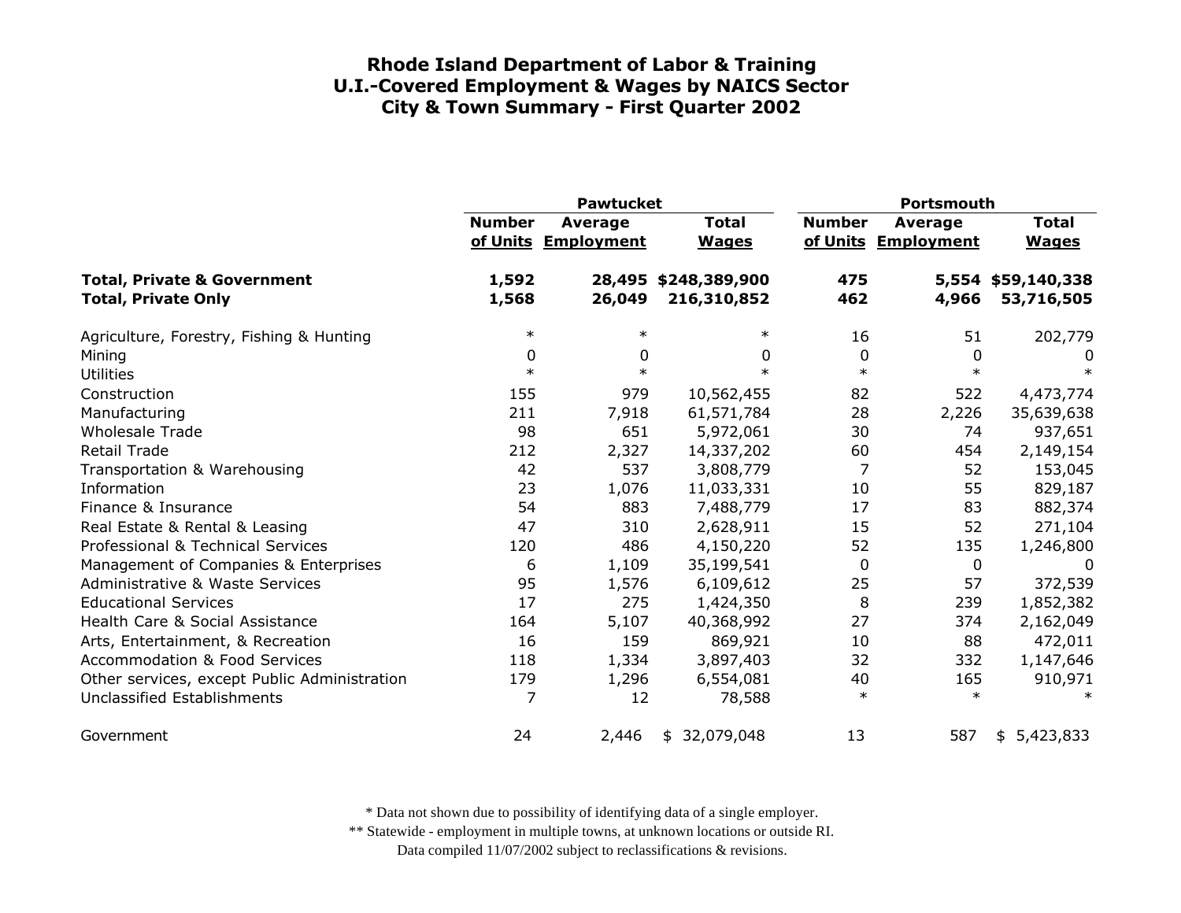# Rhode Island Department of Labor & Training
## U.I.-Covered Employment & Wages by NAICS Sector
## City & Town Summary - First Quarter 2002

| | Pawtucket | | | Portsmouth | | |
|---|---|---|---|---|---|---|
| | Number of Units | Average Employment | Total Wages | Number of Units | Average Employment | Total Wages |
| **Total, Private & Government** | **1,592** | **28,495** | **$248,389,900** | **475** | **5,554** | **$59,140,338** |
| **Total, Private Only** | **1,568** | **26,049** | **216,310,852** | **462** | **4,966** | **53,716,505** |
| Agriculture, Forestry, Fishing & Hunting | * | * | * | 16 | 51 | 202,779 |
| Mining | 0 | 0 | 0 | 0 | 0 | 0 |
| Utilities | * | * | * | * | * | * |
| Construction | 155 | 979 | 10,562,455 | 82 | 522 | 4,473,774 |
| Manufacturing | 211 | 7,918 | 61,571,784 | 28 | 2,226 | 35,639,638 |
| Wholesale Trade | 98 | 651 | 5,972,061 | 30 | 74 | 937,651 |
| Retail Trade | 212 | 2,327 | 14,337,202 | 60 | 454 | 2,149,154 |
| Transportation & Warehousing | 42 | 537 | 3,808,779 | 7 | 52 | 153,045 |
| Information | 23 | 1,076 | 11,033,331 | 10 | 55 | 829,187 |
| Finance & Insurance | 54 | 883 | 7,488,779 | 17 | 83 | 882,374 |
| Real Estate & Rental & Leasing | 47 | 310 | 2,628,911 | 15 | 52 | 271,104 |
| Professional & Technical Services | 120 | 486 | 4,150,220 | 52 | 135 | 1,246,800 |
| Management of Companies & Enterprises | 6 | 1,109 | 35,199,541 | 0 | 0 | 0 |
| Administrative & Waste Services | 95 | 1,576 | 6,109,612 | 25 | 57 | 372,539 |
| Educational Services | 17 | 275 | 1,424,350 | 8 | 239 | 1,852,382 |
| Health Care & Social Assistance | 164 | 5,107 | 40,368,992 | 27 | 374 | 2,162,049 |
| Arts, Entertainment, & Recreation | 16 | 159 | 869,921 | 10 | 88 | 472,011 |
| Accommodation & Food Services | 118 | 1,334 | 3,897,403 | 32 | 332 | 1,147,646 |
| Other services, except Public Administration | 179 | 1,296 | 6,554,081 | 40 | 165 | 910,971 |
| Unclassified Establishments | 7 | 12 | 78,588 | * | * | * |
| Government | 24 | 2,446 | $ 32,079,048 | 13 | 587 | $ 5,423,833 |

\* Data not shown due to possibility of identifying data of a single employer.

\** Statewide - employment in multiple towns, at unknown locations or outside RI.

Data compiled 11/07/2002 subject to reclassifications & revisions.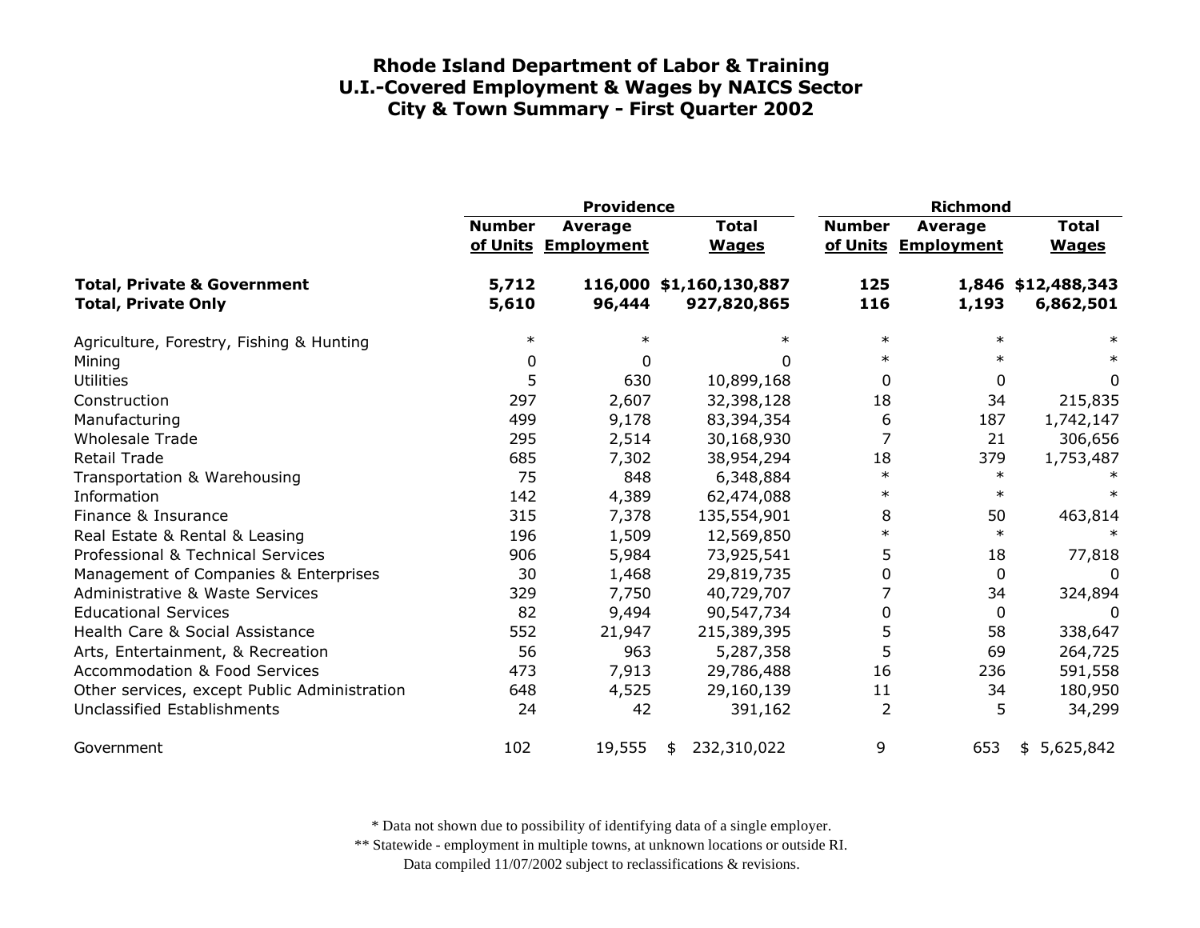# Rhode Island Department of Labor & Training
## U.I.-Covered Employment & Wages by NAICS Sector
## City & Town Summary - First Quarter 2002

| | Providence | | | Richmond | | |
|---|---|---|---|---|---|---|
| | Number of Units | Average Employment | Total Wages | Number of Units | Average Employment | Total Wages |
| **Total, Private & Government** | **5,712** | **116,000** | **$1,160,130,887** | **125** | **1,846** | **$12,488,343** |
| **Total, Private Only** | **5,610** | **96,444** | **927,820,865** | **116** | **1,193** | **6,862,501** |
| Agriculture, Forestry, Fishing & Hunting | * | * | * | * | * | * |
| Mining | 0 | 0 | 0 | * | * | * |
| Utilities | 5 | 630 | 10,899,168 | 0 | 0 | 0 |
| Construction | 297 | 2,607 | 32,398,128 | 18 | 34 | 215,835 |
| Manufacturing | 499 | 9,178 | 83,394,354 | 6 | 187 | 1,742,147 |
| Wholesale Trade | 295 | 2,514 | 30,168,930 | 7 | 21 | 306,656 |
| Retail Trade | 685 | 7,302 | 38,954,294 | 18 | 379 | 1,753,487 |
| Transportation & Warehousing | 75 | 848 | 6,348,884 | * | * | * |
| Information | 142 | 4,389 | 62,474,088 | * | * | * |
| Finance & Insurance | 315 | 7,378 | 135,554,901 | 8 | 50 | 463,814 |
| Real Estate & Rental & Leasing | 196 | 1,509 | 12,569,850 | * | * | * |
| Professional & Technical Services | 906 | 5,984 | 73,925,541 | 5 | 18 | 77,818 |
| Management of Companies & Enterprises | 30 | 1,468 | 29,819,735 | 0 | 0 | 0 |
| Administrative & Waste Services | 329 | 7,750 | 40,729,707 | 7 | 34 | 324,894 |
| Educational Services | 82 | 9,494 | 90,547,734 | 0 | 0 | 0 |
| Health Care & Social Assistance | 552 | 21,947 | 215,389,395 | 5 | 58 | 338,647 |
| Arts, Entertainment, & Recreation | 56 | 963 | 5,287,358 | 5 | 69 | 264,725 |
| Accommodation & Food Services | 473 | 7,913 | 29,786,488 | 16 | 236 | 591,558 |
| Other services, except Public Administration | 648 | 4,525 | 29,160,139 | 11 | 34 | 180,950 |
| Unclassified Establishments | 24 | 42 | 391,162 | 2 | 5 | 34,299 |
| Government | 102 | 19,555 | $ 232,310,022 | 9 | 653 | $ 5,625,842 |

\* Data not shown due to possibility of identifying data of a single employer.

\*\* Statewide - employment in multiple towns, at unknown locations or outside RI.

Data compiled 11/07/2002 subject to reclassifications & revisions.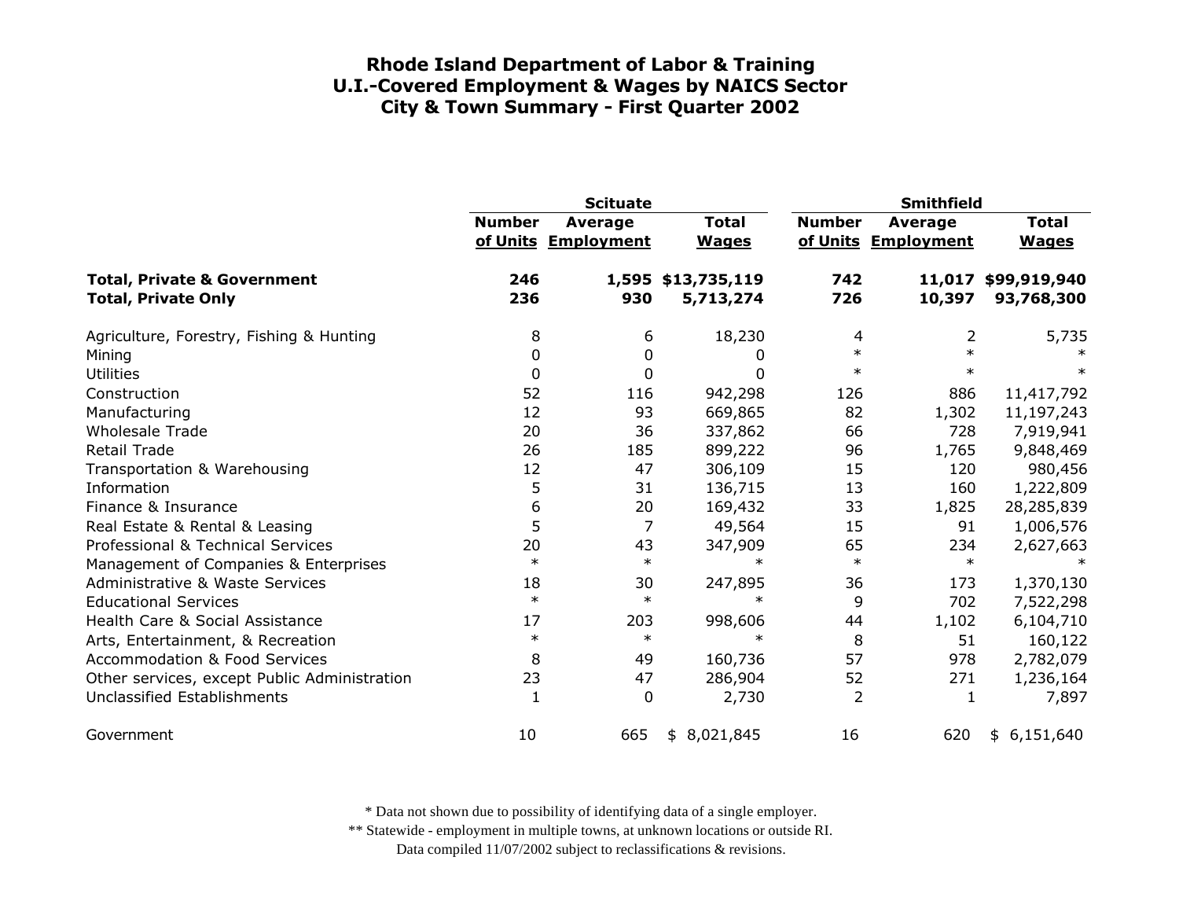# Rhode Island Department of Labor & Training
## U.I.-Covered Employment & Wages by NAICS Sector
## City & Town Summary - First Quarter 2002

| | Scituate | | | Smithfield | | |
|---|---|---|---|---|---|---|
| | Number of Units | Average Employment | Total Wages | Number of Units | Average Employment | Total Wages |
| **Total, Private & Government** | **246** | **1,595** | **$13,735,119** | **742** | **11,017** | **$99,919,940** |
| **Total, Private Only** | **236** | **930** | **5,713,274** | **726** | **10,397** | **93,768,300** |
| Agriculture, Forestry, Fishing & Hunting | 8 | 6 | 18,230 | 4 | 2 | 5,735 |
| Mining | 0 | 0 | 0 | * | * | * |
| Utilities | 0 | 0 | 0 | * | * | * |
| Construction | 52 | 116 | 942,298 | 126 | 886 | 11,417,792 |
| Manufacturing | 12 | 93 | 669,865 | 82 | 1,302 | 11,197,243 |
| Wholesale Trade | 20 | 36 | 337,862 | 66 | 728 | 7,919,941 |
| Retail Trade | 26 | 185 | 899,222 | 96 | 1,765 | 9,848,469 |
| Transportation & Warehousing | 12 | 47 | 306,109 | 15 | 120 | 980,456 |
| Information | 5 | 31 | 136,715 | 13 | 160 | 1,222,809 |
| Finance & Insurance | 6 | 20 | 169,432 | 33 | 1,825 | 28,285,839 |
| Real Estate & Rental & Leasing | 5 | 7 | 49,564 | 15 | 91 | 1,006,576 |
| Professional & Technical Services | 20 | 43 | 347,909 | 65 | 234 | 2,627,663 |
| Management of Companies & Enterprises | * | * | * | * | * | * |
| Administrative & Waste Services | 18 | 30 | 247,895 | 36 | 173 | 1,370,130 |
| Educational Services | * | * | * | 9 | 702 | 7,522,298 |
| Health Care & Social Assistance | 17 | 203 | 998,606 | 44 | 1,102 | 6,104,710 |
| Arts, Entertainment, & Recreation | * | * | * | 8 | 51 | 160,122 |
| Accommodation & Food Services | 8 | 49 | 160,736 | 57 | 978 | 2,782,079 |
| Other services, except Public Administration | 23 | 47 | 286,904 | 52 | 271 | 1,236,164 |
| Unclassified Establishments | 1 | 0 | 2,730 | 2 | 1 | 7,897 |
| Government | 10 | 665 | $ 8,021,845 | 16 | 620 | $ 6,151,640 |

* Data not shown due to possibility of identifying data of a single employer.

** Statewide - employment in multiple towns, at unknown locations or outside RI.

Data compiled 11/07/2002 subject to reclassifications & revisions.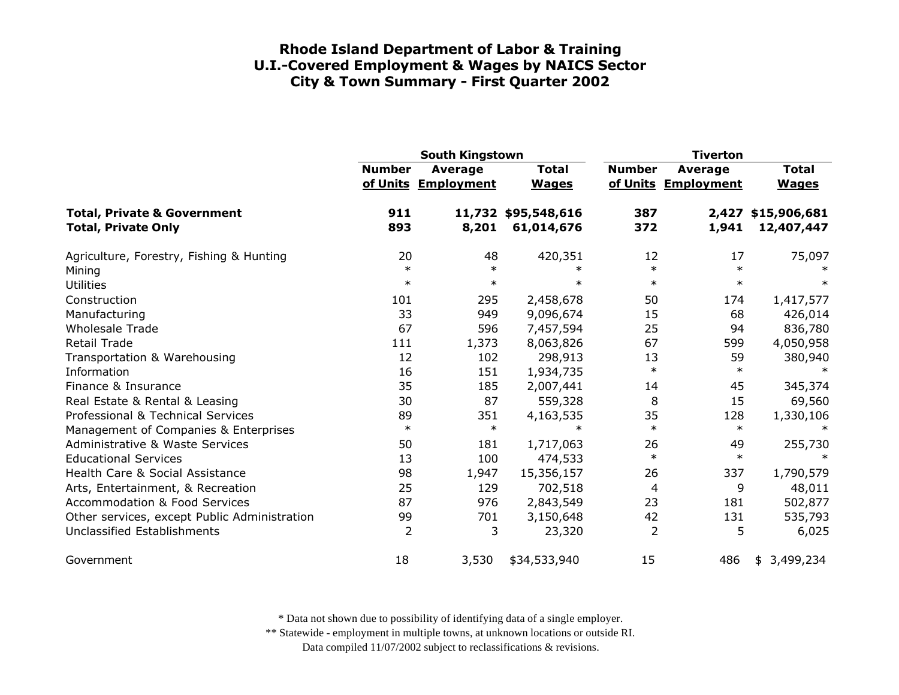# Rhode Island Department of Labor & Training
# U.I.-Covered Employment & Wages by NAICS Sector
# City & Town Summary - First Quarter 2002

| | South Kingstown | | | Tiverton | | |
|---|---|---|---|---|---|---|
| | Number of Units | Average Employment | Total Wages | Number of Units | Average Employment | Total Wages |
| **Total, Private & Government** | **911** | **11,732** | **$95,548,616** | **387** | **2,427** | **$15,906,681** |
| **Total, Private Only** | **893** | **8,201** | **61,014,676** | **372** | **1,941** | **12,407,447** |
| Agriculture, Forestry, Fishing & Hunting | 20 | 48 | 420,351 | 12 | 17 | 75,097 |
| Mining | * | * | * | * | * | * |
| Utilities | * | * | * | * | * | * |
| Construction | 101 | 295 | 2,458,678 | 50 | 174 | 1,417,577 |
| Manufacturing | 33 | 949 | 9,096,674 | 15 | 68 | 426,014 |
| Wholesale Trade | 67 | 596 | 7,457,594 | 25 | 94 | 836,780 |
| Retail Trade | 111 | 1,373 | 8,063,826 | 67 | 599 | 4,050,958 |
| Transportation & Warehousing | 12 | 102 | 298,913 | 13 | 59 | 380,940 |
| Information | 16 | 151 | 1,934,735 | * | * | * |
| Finance & Insurance | 35 | 185 | 2,007,441 | 14 | 45 | 345,374 |
| Real Estate & Rental & Leasing | 30 | 87 | 559,328 | 8 | 15 | 69,560 |
| Professional & Technical Services | 89 | 351 | 4,163,535 | 35 | 128 | 1,330,106 |
| Management of Companies & Enterprises | * | * | * | * | * | * |
| Administrative & Waste Services | 50 | 181 | 1,717,063 | 26 | 49 | 255,730 |
| Educational Services | 13 | 100 | 474,533 | * | * | * |
| Health Care & Social Assistance | 98 | 1,947 | 15,356,157 | 26 | 337 | 1,790,579 |
| Arts, Entertainment, & Recreation | 25 | 129 | 702,518 | 4 | 9 | 48,011 |
| Accommodation & Food Services | 87 | 976 | 2,843,549 | 23 | 181 | 502,877 |
| Other services, except Public Administration | 99 | 701 | 3,150,648 | 42 | 131 | 535,793 |
| Unclassified Establishments | 2 | 3 | 23,320 | 2 | 5 | 6,025 |
| Government | 18 | 3,530 | $34,533,940 | 15 | 486 | $ 3,499,234 |

* Data not shown due to possibility of identifying data of a single employer.

** Statewide - employment in multiple towns, at unknown locations or outside RI.

Data compiled 11/07/2002 subject to reclassifications & revisions.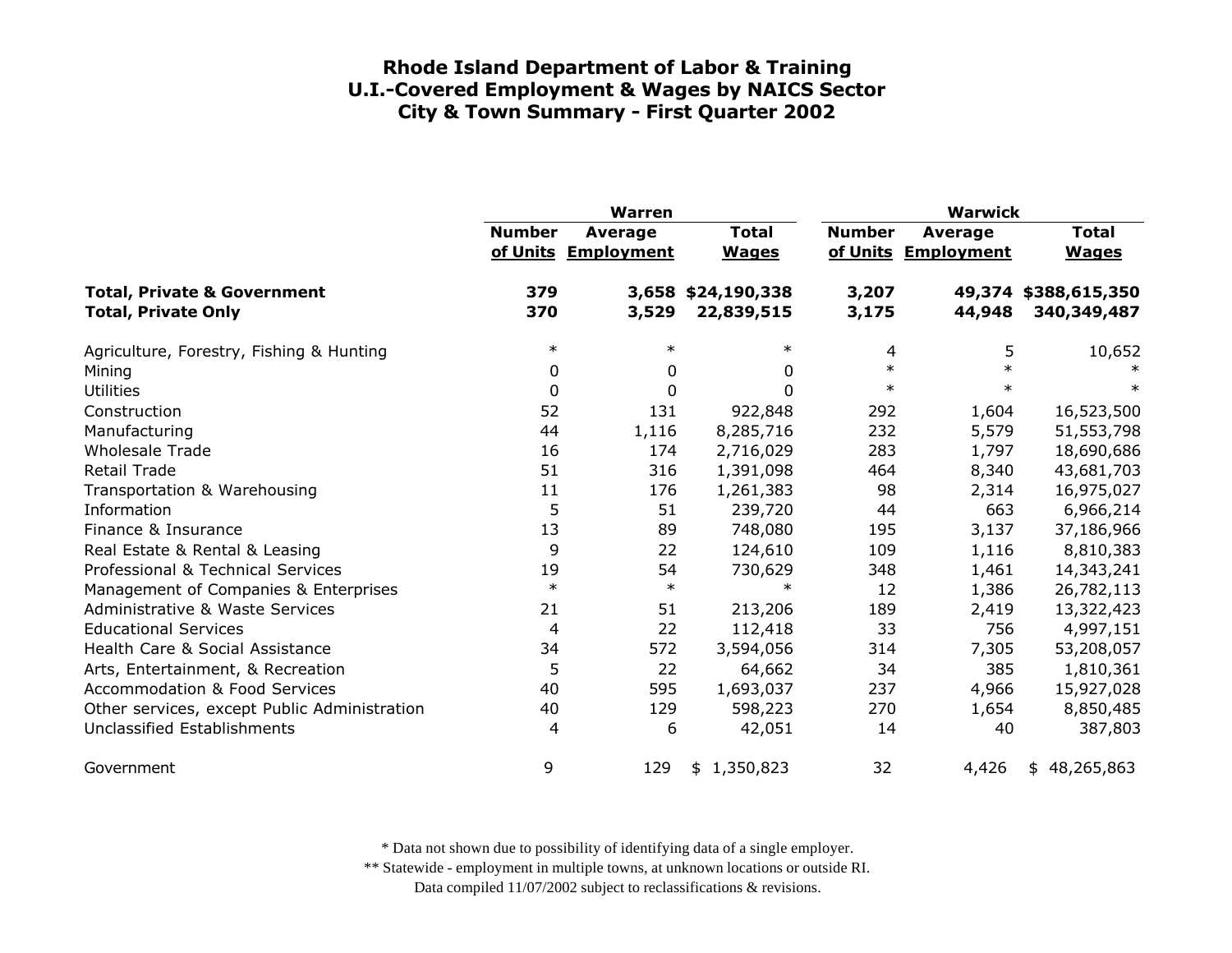# Rhode Island Department of Labor & Training
## U.I.-Covered Employment & Wages by NAICS Sector
## City & Town Summary - First Quarter 2002

| | Warren | | | Warwick | | |
|---|---|---|---|---|---|---|
| | Number of Units | Average Employment | Total Wages | Number of Units | Average Employment | Total Wages |
| **Total, Private & Government** | **379** | **3,658** | **$24,190,338** | **3,207** | **49,374** | **$388,615,350** |
| **Total, Private Only** | **370** | **3,529** | **22,839,515** | **3,175** | **44,948** | **340,349,487** |
| Agriculture, Forestry, Fishing & Hunting | * | * | * | 4 | 5 | 10,652 |
| Mining | 0 | 0 | 0 | * | * | * |
| Utilities | 0 | 0 | 0 | * | * | * |
| Construction | 52 | 131 | 922,848 | 292 | 1,604 | 16,523,500 |
| Manufacturing | 44 | 1,116 | 8,285,716 | 232 | 5,579 | 51,553,798 |
| Wholesale Trade | 16 | 174 | 2,716,029 | 283 | 1,797 | 18,690,686 |
| Retail Trade | 51 | 316 | 1,391,098 | 464 | 8,340 | 43,681,703 |
| Transportation & Warehousing | 11 | 176 | 1,261,383 | 98 | 2,314 | 16,975,027 |
| Information | 5 | 51 | 239,720 | 44 | 663 | 6,966,214 |
| Finance & Insurance | 13 | 89 | 748,080 | 195 | 3,137 | 37,186,966 |
| Real Estate & Rental & Leasing | 9 | 22 | 124,610 | 109 | 1,116 | 8,810,383 |
| Professional & Technical Services | 19 | 54 | 730,629 | 348 | 1,461 | 14,343,241 |
| Management of Companies & Enterprises | * | * | * | 12 | 1,386 | 26,782,113 |
| Administrative & Waste Services | 21 | 51 | 213,206 | 189 | 2,419 | 13,322,423 |
| Educational Services | 4 | 22 | 112,418 | 33 | 756 | 4,997,151 |
| Health Care & Social Assistance | 34 | 572 | 3,594,056 | 314 | 7,305 | 53,208,057 |
| Arts, Entertainment, & Recreation | 5 | 22 | 64,662 | 34 | 385 | 1,810,361 |
| Accommodation & Food Services | 40 | 595 | 1,693,037 | 237 | 4,966 | 15,927,028 |
| Other services, except Public Administration | 40 | 129 | 598,223 | 270 | 1,654 | 8,850,485 |
| Unclassified Establishments | 4 | 6 | 42,051 | 14 | 40 | 387,803 |
| Government | 9 | 129 | $ 1,350,823 | 32 | 4,426 | $ 48,265,863 |

* Data not shown due to possibility of identifying data of a single employer.

** Statewide - employment in multiple towns, at unknown locations or outside RI.

Data compiled 11/07/2002 subject to reclassifications & revisions.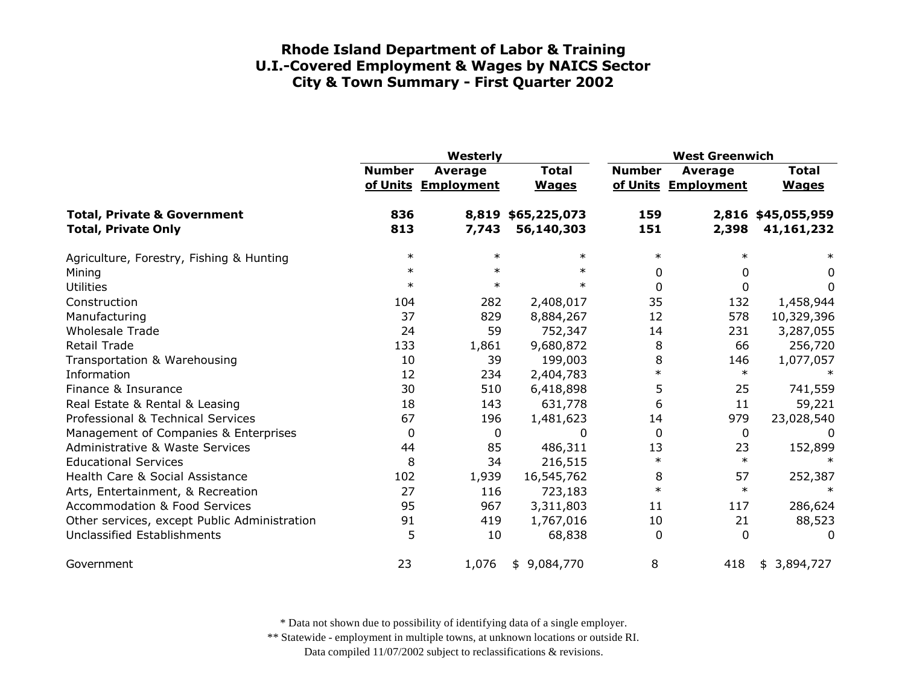# Rhode Island Department of Labor & Training
## U.I.-Covered Employment & Wages by NAICS Sector
## City & Town Summary - First Quarter 2002

| | Westerly | | | West Greenwich | | |
|---|---|---|---|---|---|---|
| | Number of Units | Average Employment | Total Wages | Number of Units | Average Employment | Total Wages |
| **Total, Private & Government** | **836** | **8,819** | **$65,225,073** | **159** | **2,816** | **$45,055,959** |
| **Total, Private Only** | **813** | **7,743** | **56,140,303** | **151** | **2,398** | **41,161,232** |
| Agriculture, Forestry, Fishing & Hunting | * | * | * | * | * | * |
| Mining | * | * | * | 0 | 0 | 0 |
| Utilities | * | * | * | 0 | 0 | 0 |
| Construction | 104 | 282 | 2,408,017 | 35 | 132 | 1,458,944 |
| Manufacturing | 37 | 829 | 8,884,267 | 12 | 578 | 10,329,396 |
| Wholesale Trade | 24 | 59 | 752,347 | 14 | 231 | 3,287,055 |
| Retail Trade | 133 | 1,861 | 9,680,872 | 8 | 66 | 256,720 |
| Transportation & Warehousing | 10 | 39 | 199,003 | 8 | 146 | 1,077,057 |
| Information | 12 | 234 | 2,404,783 | * | * | * |
| Finance & Insurance | 30 | 510 | 6,418,898 | 5 | 25 | 741,559 |
| Real Estate & Rental & Leasing | 18 | 143 | 631,778 | 6 | 11 | 59,221 |
| Professional & Technical Services | 67 | 196 | 1,481,623 | 14 | 979 | 23,028,540 |
| Management of Companies & Enterprises | 0 | 0 | 0 | 0 | 0 | 0 |
| Administrative & Waste Services | 44 | 85 | 486,311 | 13 | 23 | 152,899 |
| Educational Services | 8 | 34 | 216,515 | * | * | * |
| Health Care & Social Assistance | 102 | 1,939 | 16,545,762 | 8 | 57 | 252,387 |
| Arts, Entertainment, & Recreation | 27 | 116 | 723,183 | * | * | * |
| Accommodation & Food Services | 95 | 967 | 3,311,803 | 11 | 117 | 286,624 |
| Other services, except Public Administration | 91 | 419 | 1,767,016 | 10 | 21 | 88,523 |
| Unclassified Establishments | 5 | 10 | 68,838 | 0 | 0 | 0 |
| Government | 23 | 1,076 | $ 9,084,770 | 8 | 418 | $ 3,894,727 |

* Data not shown due to possibility of identifying data of a single employer.

** Statewide - employment in multiple towns, at unknown locations or outside RI.

Data compiled 11/07/2002 subject to reclassifications & revisions.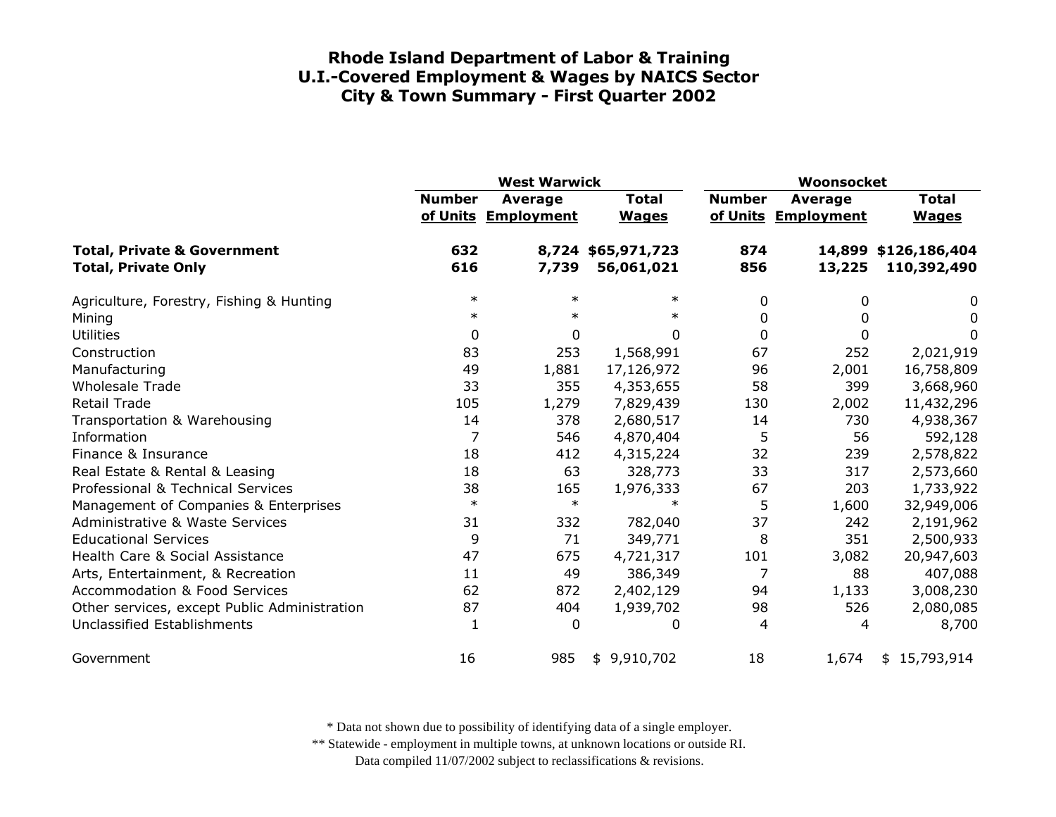# Rhode Island Department of Labor & Training
## U.I.-Covered Employment & Wages by NAICS Sector
## City & Town Summary - First Quarter 2002

| | West Warwick | | | Woonsocket | | |
|---|---|---|---|---|---|---|
| | Number of Units | Average Employment | Total Wages | Number of Units | Average Employment | Total Wages |
| **Total, Private & Government** | **632** | **8,724** | **$65,971,723** | **874** | **14,899** | **$126,186,404** |
| **Total, Private Only** | **616** | **7,739** | **56,061,021** | **856** | **13,225** | **110,392,490** |
| Agriculture, Forestry, Fishing & Hunting | * | * | * | 0 | 0 | 0 |
| Mining | * | * | * | 0 | 0 | 0 |
| Utilities | 0 | 0 | 0 | 0 | 0 | 0 |
| Construction | 83 | 253 | 1,568,991 | 67 | 252 | 2,021,919 |
| Manufacturing | 49 | 1,881 | 17,126,972 | 96 | 2,001 | 16,758,809 |
| Wholesale Trade | 33 | 355 | 4,353,655 | 58 | 399 | 3,668,960 |
| Retail Trade | 105 | 1,279 | 7,829,439 | 130 | 2,002 | 11,432,296 |
| Transportation & Warehousing | 14 | 378 | 2,680,517 | 14 | 730 | 4,938,367 |
| Information | 7 | 546 | 4,870,404 | 5 | 56 | 592,128 |
| Finance & Insurance | 18 | 412 | 4,315,224 | 32 | 239 | 2,578,822 |
| Real Estate & Rental & Leasing | 18 | 63 | 328,773 | 33 | 317 | 2,573,660 |
| Professional & Technical Services | 38 | 165 | 1,976,333 | 67 | 203 | 1,733,922 |
| Management of Companies & Enterprises | * | * | * | 5 | 1,600 | 32,949,006 |
| Administrative & Waste Services | 31 | 332 | 782,040 | 37 | 242 | 2,191,962 |
| Educational Services | 9 | 71 | 349,771 | 8 | 351 | 2,500,933 |
| Health Care & Social Assistance | 47 | 675 | 4,721,317 | 101 | 3,082 | 20,947,603 |
| Arts, Entertainment, & Recreation | 11 | 49 | 386,349 | 7 | 88 | 407,088 |
| Accommodation & Food Services | 62 | 872 | 2,402,129 | 94 | 1,133 | 3,008,230 |
| Other services, except Public Administration | 87 | 404 | 1,939,702 | 98 | 526 | 2,080,085 |
| Unclassified Establishments | 1 | 0 | 0 | 4 | 4 | 8,700 |
| Government | 16 | 985 | $ 9,910,702 | 18 | 1,674 | $ 15,793,914 |

* Data not shown due to possibility of identifying data of a single employer.

** Statewide - employment in multiple towns, at unknown locations or outside RI.

Data compiled 11/07/2002 subject to reclassifications & revisions.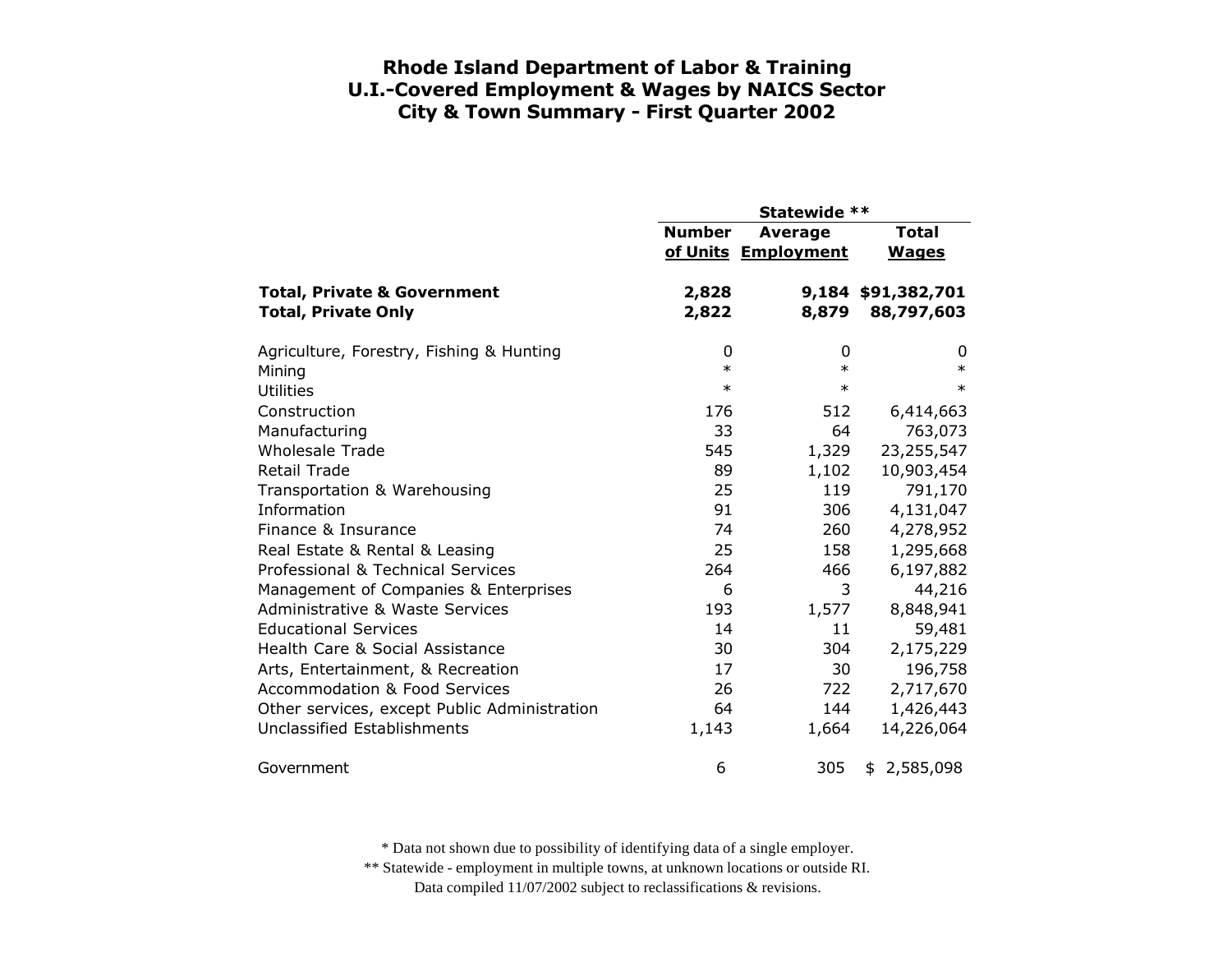# Rhode Island Department of Labor & Training
## U.I.-Covered Employment & Wages by NAICS Sector
## City & Town Summary - First Quarter 2002

| | Statewide ** | | |
|---|---|---|---|
| | Number of Units | Average Employment | Total Wages |
| **Total, Private & Government** | **2,828** | **9,184** | **$91,382,701** |
| **Total, Private Only** | **2,822** | **8,879** | **88,797,603** |
| Agriculture, Forestry, Fishing & Hunting | 0 | 0 | 0 |
| Mining | * | * | * |
| Utilities | * | * | * |
| Construction | 176 | 512 | 6,414,663 |
| Manufacturing | 33 | 64 | 763,073 |
| Wholesale Trade | 545 | 1,329 | 23,255,547 |
| Retail Trade | 89 | 1,102 | 10,903,454 |
| Transportation & Warehousing | 25 | 119 | 791,170 |
| Information | 91 | 306 | 4,131,047 |
| Finance & Insurance | 74 | 260 | 4,278,952 |
| Real Estate & Rental & Leasing | 25 | 158 | 1,295,668 |
| Professional & Technical Services | 264 | 466 | 6,197,882 |
| Management of Companies & Enterprises | 6 | 3 | 44,216 |
| Administrative & Waste Services | 193 | 1,577 | 8,848,941 |
| Educational Services | 14 | 11 | 59,481 |
| Health Care & Social Assistance | 30 | 304 | 2,175,229 |
| Arts, Entertainment, & Recreation | 17 | 30 | 196,758 |
| Accommodation & Food Services | 26 | 722 | 2,717,670 |
| Other services, except Public Administration | 64 | 144 | 1,426,443 |
| Unclassified Establishments | 1,143 | 1,664 | 14,226,064 |
| Government | 6 | 305 | $ 2,585,098 |

* Data not shown due to possibility of identifying data of a single employer.
** Statewide - employment in multiple towns, at unknown locations or outside RI.
Data compiled 11/07/2002 subject to reclassifications & revisions.